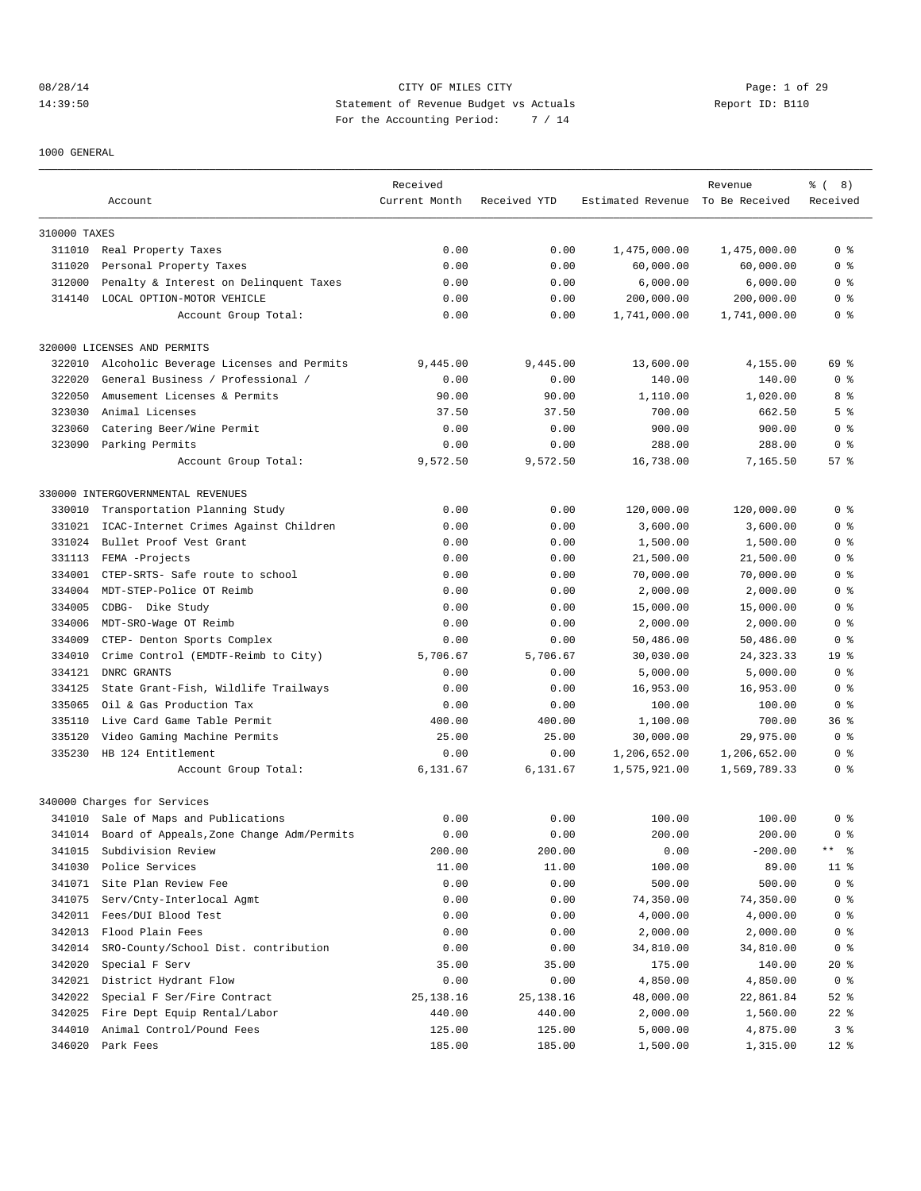CITY OF MILES CITY
Statement of Revenue Budget vs Actuals
For the Accounting Period: 7 / 14

08/28/14 14:39:50 Report ID: B110

1000 GENERAL

| | Account | Received Current Month | Received YTD | Estimated Revenue | Revenue To Be Received | % ( 8) Received |
|---|---|---|---|---|---|---|
| **310000 TAXES** | | | | | | |
| 311010 | Real Property Taxes | 0.00 | 0.00 | 1,475,000.00 | 1,475,000.00 | 0 % |
| 311020 | Personal Property Taxes | 0.00 | 0.00 | 60,000.00 | 60,000.00 | 0 % |
| 312000 | Penalty & Interest on Delinquent Taxes | 0.00 | 0.00 | 6,000.00 | 6,000.00 | 0 % |
| 314140 | LOCAL OPTION-MOTOR VEHICLE | 0.00 | 0.00 | 200,000.00 | 200,000.00 | 0 % |
| | Account Group Total: | 0.00 | 0.00 | 1,741,000.00 | 1,741,000.00 | 0 % |
| **320000 LICENSES AND PERMITS** | | | | | | |
| 322010 | Alcoholic Beverage Licenses and Permits | 9,445.00 | 9,445.00 | 13,600.00 | 4,155.00 | 69 % |
| 322020 | General Business / Professional / | 0.00 | 0.00 | 140.00 | 140.00 | 0 % |
| 322050 | Amusement Licenses & Permits | 90.00 | 90.00 | 1,110.00 | 1,020.00 | 8 % |
| 323030 | Animal Licenses | 37.50 | 37.50 | 700.00 | 662.50 | 5 % |
| 323060 | Catering Beer/Wine Permit | 0.00 | 0.00 | 900.00 | 900.00 | 0 % |
| 323090 | Parking Permits | 0.00 | 0.00 | 288.00 | 288.00 | 0 % |
| | Account Group Total: | 9,572.50 | 9,572.50 | 16,738.00 | 7,165.50 | 57 % |
| **330000 INTERGOVERNMENTAL REVENUES** | | | | | | |
| 330010 | Transportation Planning Study | 0.00 | 0.00 | 120,000.00 | 120,000.00 | 0 % |
| 331021 | ICAC-Internet Crimes Against Children | 0.00 | 0.00 | 3,600.00 | 3,600.00 | 0 % |
| 331024 | Bullet Proof Vest Grant | 0.00 | 0.00 | 1,500.00 | 1,500.00 | 0 % |
| 331113 | FEMA -Projects | 0.00 | 0.00 | 21,500.00 | 21,500.00 | 0 % |
| 334001 | CTEP-SRTS- Safe route to school | 0.00 | 0.00 | 70,000.00 | 70,000.00 | 0 % |
| 334004 | MDT-STEP-Police OT Reimb | 0.00 | 0.00 | 2,000.00 | 2,000.00 | 0 % |
| 334005 | CDBG- Dike Study | 0.00 | 0.00 | 15,000.00 | 15,000.00 | 0 % |
| 334006 | MDT-SRO-Wage OT Reimb | 0.00 | 0.00 | 2,000.00 | 2,000.00 | 0 % |
| 334009 | CTEP- Denton Sports Complex | 0.00 | 0.00 | 50,486.00 | 50,486.00 | 0 % |
| 334010 | Crime Control (EMDTF-Reimb to City) | 5,706.67 | 5,706.67 | 30,030.00 | 24,323.33 | 19 % |
| 334121 | DNRC GRANTS | 0.00 | 0.00 | 5,000.00 | 5,000.00 | 0 % |
| 334125 | State Grant-Fish, Wildlife Trailways | 0.00 | 0.00 | 16,953.00 | 16,953.00 | 0 % |
| 335065 | Oil & Gas Production Tax | 0.00 | 0.00 | 100.00 | 100.00 | 0 % |
| 335110 | Live Card Game Table Permit | 400.00 | 400.00 | 1,100.00 | 700.00 | 36 % |
| 335120 | Video Gaming Machine Permits | 25.00 | 25.00 | 30,000.00 | 29,975.00 | 0 % |
| 335230 | HB 124 Entitlement | 0.00 | 0.00 | 1,206,652.00 | 1,206,652.00 | 0 % |
| | Account Group Total: | 6,131.67 | 6,131.67 | 1,575,921.00 | 1,569,789.33 | 0 % |
| **340000 Charges for Services** | | | | | | |
| 341010 | Sale of Maps and Publications | 0.00 | 0.00 | 100.00 | 100.00 | 0 % |
| 341014 | Board of Appeals,Zone Change Adm/Permits | 0.00 | 0.00 | 200.00 | 200.00 | 0 % |
| 341015 | Subdivision Review | 200.00 | 200.00 | 0.00 | -200.00 | ** % |
| 341030 | Police Services | 11.00 | 11.00 | 100.00 | 89.00 | 11 % |
| 341071 | Site Plan Review Fee | 0.00 | 0.00 | 500.00 | 500.00 | 0 % |
| 341075 | Serv/Cnty-Interlocal Agmt | 0.00 | 0.00 | 74,350.00 | 74,350.00 | 0 % |
| 342011 | Fees/DUI Blood Test | 0.00 | 0.00 | 4,000.00 | 4,000.00 | 0 % |
| 342013 | Flood Plain Fees | 0.00 | 0.00 | 2,000.00 | 2,000.00 | 0 % |
| 342014 | SRO-County/School Dist. contribution | 0.00 | 0.00 | 34,810.00 | 34,810.00 | 0 % |
| 342020 | Special F Serv | 35.00 | 35.00 | 175.00 | 140.00 | 20 % |
| 342021 | District Hydrant Flow | 0.00 | 0.00 | 4,850.00 | 4,850.00 | 0 % |
| 342022 | Special F Ser/Fire Contract | 25,138.16 | 25,138.16 | 48,000.00 | 22,861.84 | 52 % |
| 342025 | Fire Dept Equip Rental/Labor | 440.00 | 440.00 | 2,000.00 | 1,560.00 | 22 % |
| 344010 | Animal Control/Pound Fees | 125.00 | 125.00 | 5,000.00 | 4,875.00 | 3 % |
| 346020 | Park Fees | 185.00 | 185.00 | 1,500.00 | 1,315.00 | 12 % |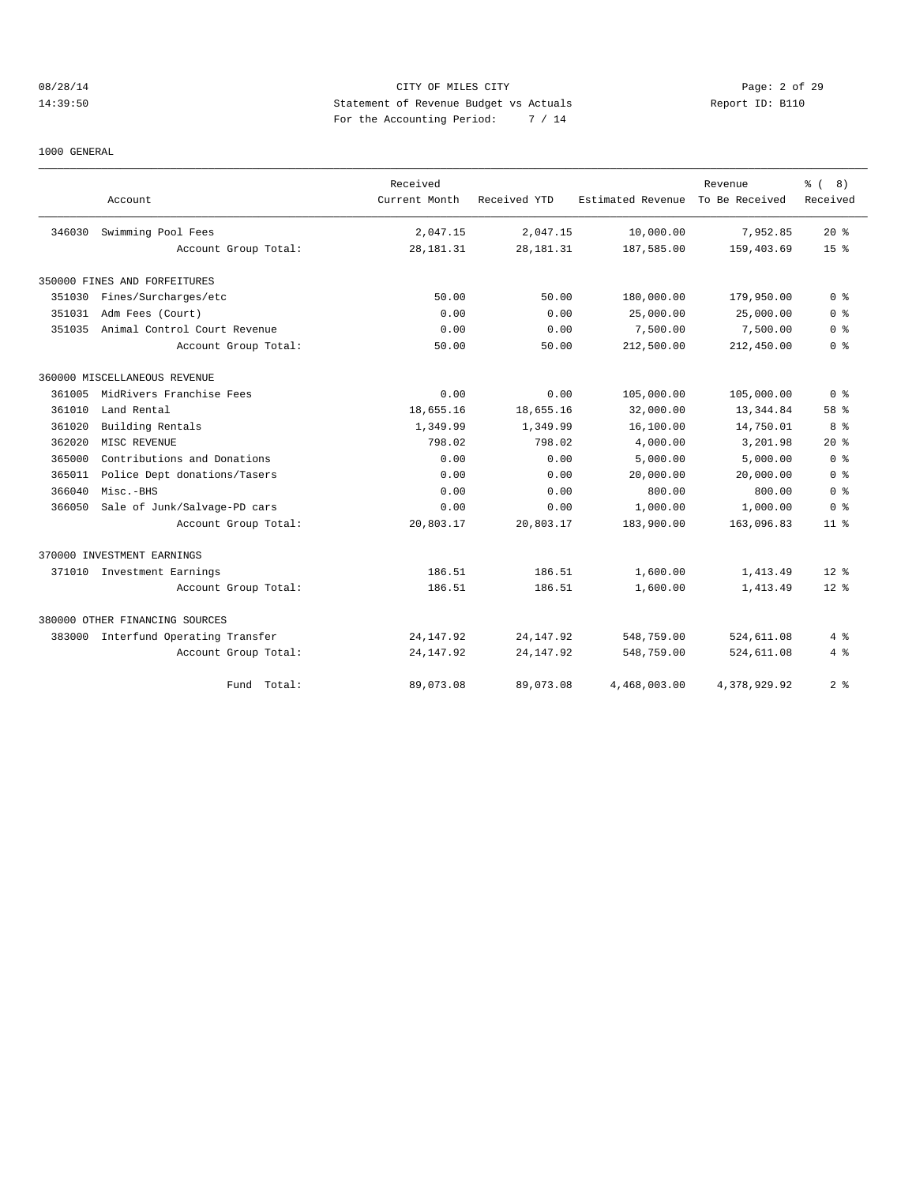CITY OF MILES CITY

Statement of Revenue Budget vs Actuals

For the Accounting Period: 7 / 14

1000 GENERAL

| Account | | Received Current Month | Received YTD | Estimated Revenue | Revenue To Be Received | % ( 8) Received |
|---|---|---|---|---|---|---|
| 346030 | Swimming Pool Fees | 2,047.15 | 2,047.15 | 10,000.00 | 7,952.85 | 20 % |
| | Account Group Total: | 28,181.31 | 28,181.31 | 187,585.00 | 159,403.69 | 15 % |
| 350000 FINES AND FORFEITURES | | | | | | |
| 351030 | Fines/Surcharges/etc | 50.00 | 50.00 | 180,000.00 | 179,950.00 | 0 % |
| 351031 | Adm Fees (Court) | 0.00 | 0.00 | 25,000.00 | 25,000.00 | 0 % |
| 351035 | Animal Control Court Revenue | 0.00 | 0.00 | 7,500.00 | 7,500.00 | 0 % |
| | Account Group Total: | 50.00 | 50.00 | 212,500.00 | 212,450.00 | 0 % |
| 360000 MISCELLANEOUS REVENUE | | | | | | |
| 361005 | MidRivers Franchise Fees | 0.00 | 0.00 | 105,000.00 | 105,000.00 | 0 % |
| 361010 | Land Rental | 18,655.16 | 18,655.16 | 32,000.00 | 13,344.84 | 58 % |
| 361020 | Building Rentals | 1,349.99 | 1,349.99 | 16,100.00 | 14,750.01 | 8 % |
| 362020 | MISC REVENUE | 798.02 | 798.02 | 4,000.00 | 3,201.98 | 20 % |
| 365000 | Contributions and Donations | 0.00 | 0.00 | 5,000.00 | 5,000.00 | 0 % |
| 365011 | Police Dept donations/Tasers | 0.00 | 0.00 | 20,000.00 | 20,000.00 | 0 % |
| 366040 | Misc.-BHS | 0.00 | 0.00 | 800.00 | 800.00 | 0 % |
| 366050 | Sale of Junk/Salvage-PD cars | 0.00 | 0.00 | 1,000.00 | 1,000.00 | 0 % |
| | Account Group Total: | 20,803.17 | 20,803.17 | 183,900.00 | 163,096.83 | 11 % |
| 370000 INVESTMENT EARNINGS | | | | | | |
| 371010 | Investment Earnings | 186.51 | 186.51 | 1,600.00 | 1,413.49 | 12 % |
| | Account Group Total: | 186.51 | 186.51 | 1,600.00 | 1,413.49 | 12 % |
| 380000 OTHER FINANCING SOURCES | | | | | | |
| 383000 | Interfund Operating Transfer | 24,147.92 | 24,147.92 | 548,759.00 | 524,611.08 | 4 % |
| | Account Group Total: | 24,147.92 | 24,147.92 | 548,759.00 | 524,611.08 | 4 % |
| | Fund Total: | 89,073.08 | 89,073.08 | 4,468,003.00 | 4,378,929.92 | 2 % |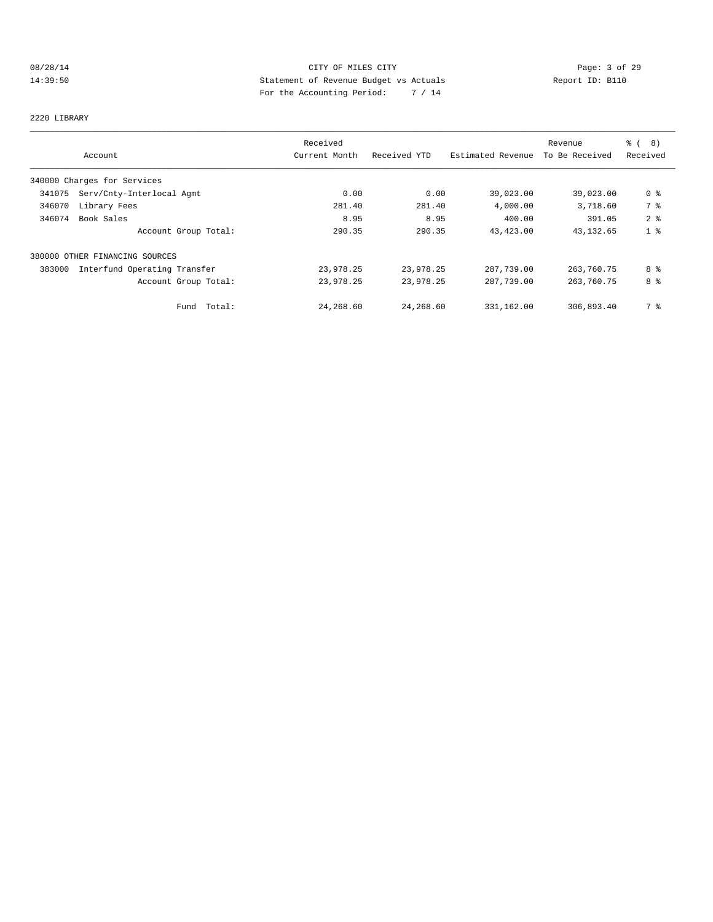CITY OF MILES CITY
Statement of Revenue Budget vs Actuals
For the Accounting Period: 7 / 14

08/28/14
14:39:50

Report ID: B110

2220 LIBRARY

| Account | | Received Current Month | Received YTD | Estimated Revenue | Revenue To Be Received | % ( 8) Received |
|---|---|---|---|---|---|---|
| 340000 Charges for Services | | | | | | |
| 341075 | Serv/Cnty-Interlocal Agmt | 0.00 | 0.00 | 39,023.00 | 39,023.00 | 0 % |
| 346070 | Library Fees | 281.40 | 281.40 | 4,000.00 | 3,718.60 | 7 % |
| 346074 | Book Sales | 8.95 | 8.95 | 400.00 | 391.05 | 2 % |
| | Account Group Total: | 290.35 | 290.35 | 43,423.00 | 43,132.65 | 1 % |
| 380000 OTHER FINANCING SOURCES | | | | | | |
| 383000 | Interfund Operating Transfer | 23,978.25 | 23,978.25 | 287,739.00 | 263,760.75 | 8 % |
| | Account Group Total: | 23,978.25 | 23,978.25 | 287,739.00 | 263,760.75 | 8 % |
| | Fund Total: | 24,268.60 | 24,268.60 | 331,162.00 | 306,893.40 | 7 % |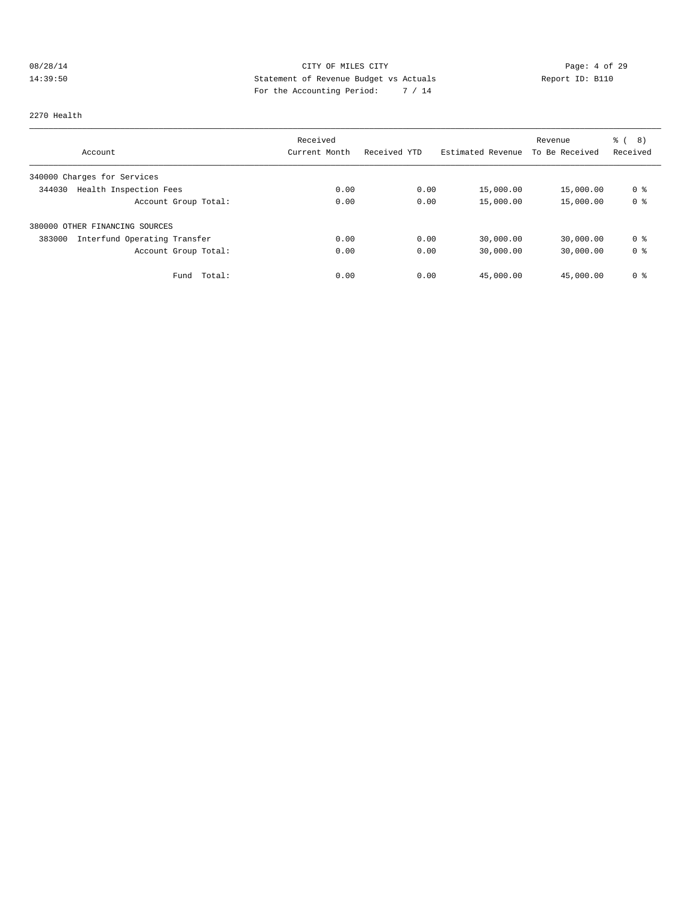CITY OF MILES CITY
Statement of Revenue Budget vs Actuals
For the Accounting Period: 7 / 14

08/28/14
14:39:50

Report ID: B110

2270 Health

| Account | Received Current Month | Received YTD | Estimated Revenue | Revenue To Be Received | % ( 8) Received |
|---|---|---|---|---|---|
| 340000 Charges for Services | | | | | |
| 344030 Health Inspection Fees | 0.00 | 0.00 | 15,000.00 | 15,000.00 | 0 % |
| Account Group Total: | 0.00 | 0.00 | 15,000.00 | 15,000.00 | 0 % |
| 380000 OTHER FINANCING SOURCES | | | | | |
| 383000 Interfund Operating Transfer | 0.00 | 0.00 | 30,000.00 | 30,000.00 | 0 % |
| Account Group Total: | 0.00 | 0.00 | 30,000.00 | 30,000.00 | 0 % |
| Fund Total: | 0.00 | 0.00 | 45,000.00 | 45,000.00 | 0 % |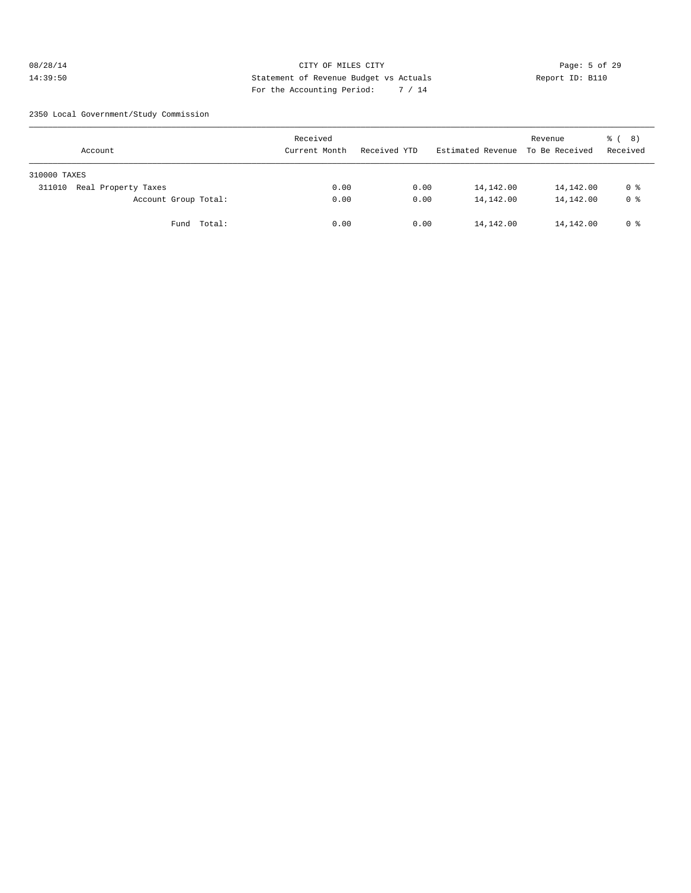CITY OF MILES CITY
Statement of Revenue Budget vs Actuals
For the Accounting Period: 7 / 14

2350 Local Government/Study Commission

| Account | Received Current Month | Received YTD | Estimated Revenue | Revenue To Be Received | % ( 8) Received |
|---|---|---|---|---|---|
| 310000 TAXES | | | | | |
| 311010 Real Property Taxes | 0.00 | 0.00 | 14,142.00 | 14,142.00 | 0 % |
| Account Group Total: | 0.00 | 0.00 | 14,142.00 | 14,142.00 | 0 % |
| Fund Total: | 0.00 | 0.00 | 14,142.00 | 14,142.00 | 0 % |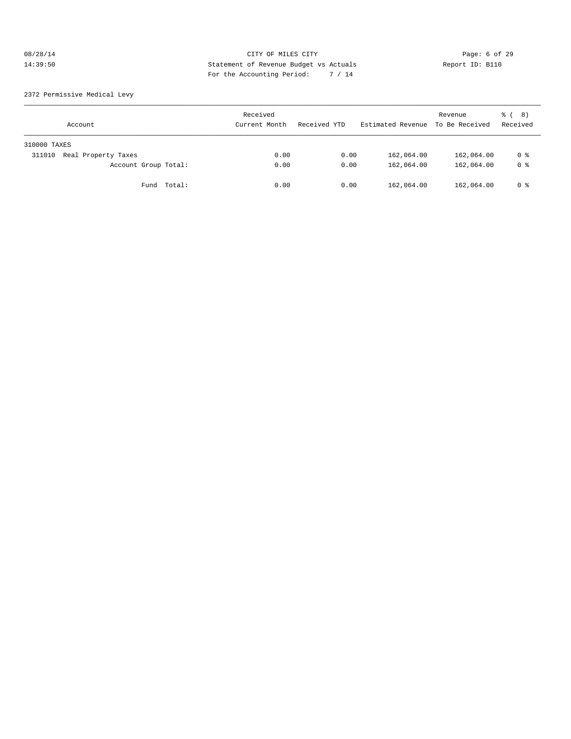CITY OF MILES CITY

Statement of Revenue Budget vs Actuals

For the Accounting Period: 7 / 14

08/28/14
14:39:50

Report ID: B110

2372 Permissive Medical Levy

| Account | Received Current Month | Received YTD | Estimated Revenue | Revenue To Be Received | % ( 8) Received |
|---|---|---|---|---|---|
| 310000 TAXES | | | | | |
| 311010 Real Property Taxes | 0.00 | 0.00 | 162,064.00 | 162,064.00 | 0 % |
| Account Group Total: | 0.00 | 0.00 | 162,064.00 | 162,064.00 | 0 % |
| Fund Total: | 0.00 | 0.00 | 162,064.00 | 162,064.00 | 0 % |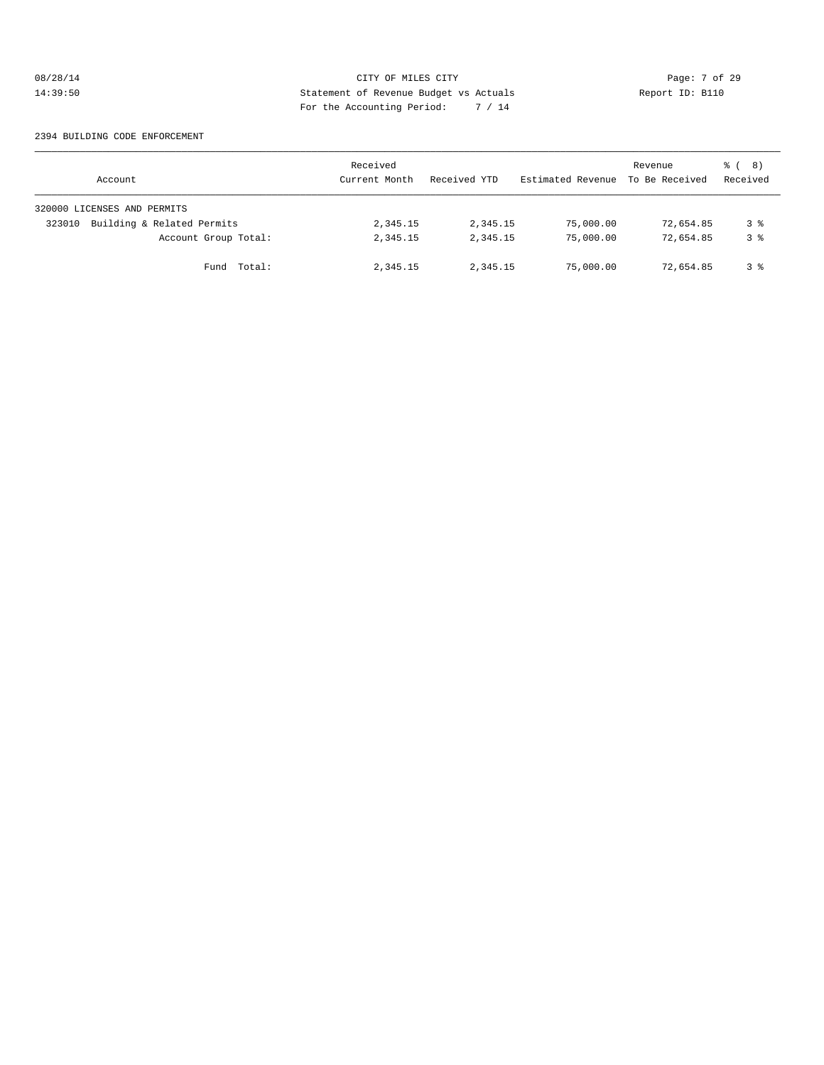CITY OF MILES CITY
Statement of Revenue Budget vs Actuals
For the Accounting Period: 7 / 14

08/28/14
14:39:50

Report ID: B110

2394 BUILDING CODE ENFORCEMENT

| Account | Received Current Month | Received YTD | Estimated Revenue | Revenue To Be Received | % ( 8) Received |
|---|---|---|---|---|---|
| 320000 LICENSES AND PERMITS | | | | | |
| 323010 Building & Related Permits | 2,345.15 | 2,345.15 | 75,000.00 | 72,654.85 | 3 % |
| Account Group Total: | 2,345.15 | 2,345.15 | 75,000.00 | 72,654.85 | 3 % |
| Fund Total: | 2,345.15 | 2,345.15 | 75,000.00 | 72,654.85 | 3 % |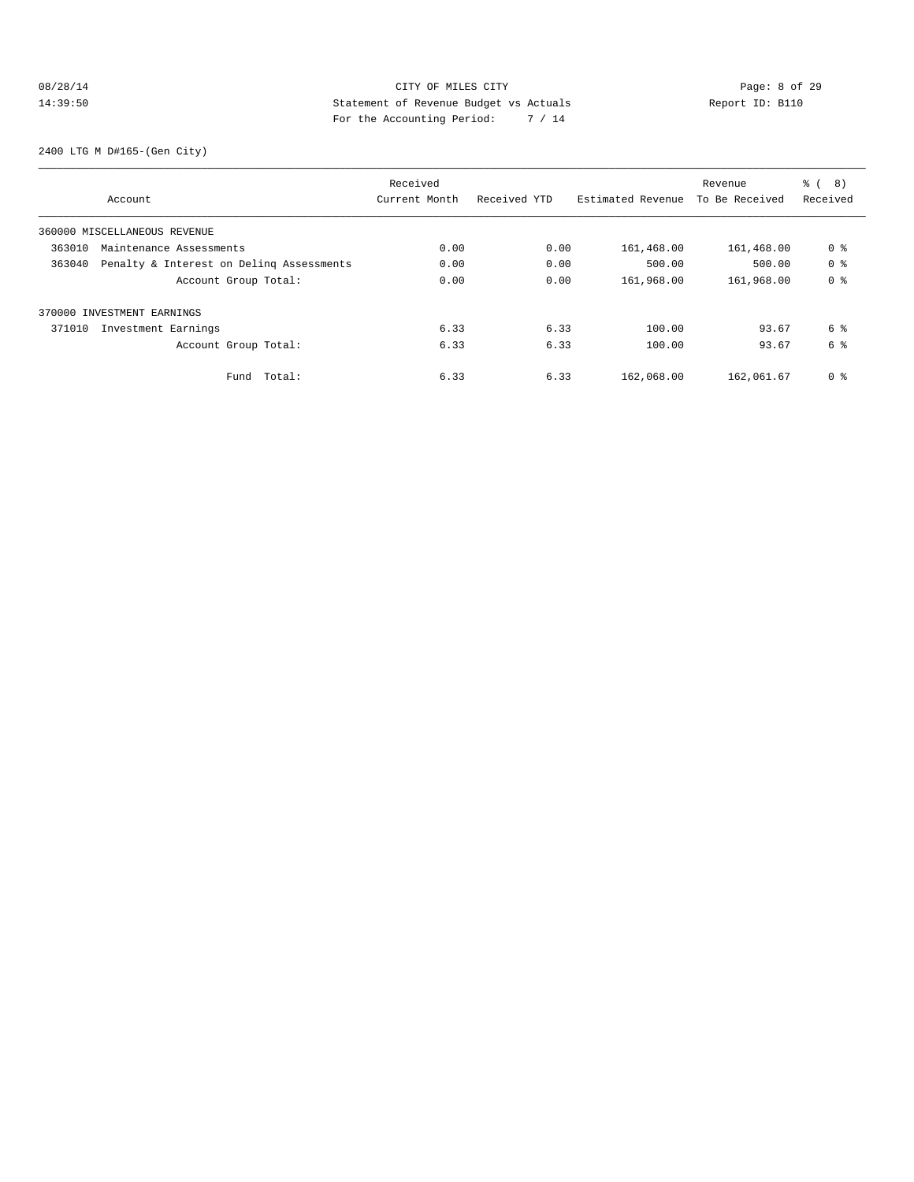CITY OF MILES CITY
Statement of Revenue Budget vs Actuals
For the Accounting Period: 7 / 14

08/28/14
14:39:50

Report ID: B110

2400 LTG M D#165-(Gen City)

| Account | Received Current Month | Received YTD | Estimated Revenue | Revenue To Be Received | % ( 8) Received |
|---|---|---|---|---|---|
| 360000 MISCELLANEOUS REVENUE | | | | | |
| 363010 Maintenance Assessments | 0.00 | 0.00 | 161,468.00 | 161,468.00 | 0 % |
| 363040 Penalty & Interest on Delinq Assessments | 0.00 | 0.00 | 500.00 | 500.00 | 0 % |
| Account Group Total: | 0.00 | 0.00 | 161,968.00 | 161,968.00 | 0 % |
| 370000 INVESTMENT EARNINGS | | | | | |
| 371010 Investment Earnings | 6.33 | 6.33 | 100.00 | 93.67 | 6 % |
| Account Group Total: | 6.33 | 6.33 | 100.00 | 93.67 | 6 % |
| Fund Total: | 6.33 | 6.33 | 162,068.00 | 162,061.67 | 0 % |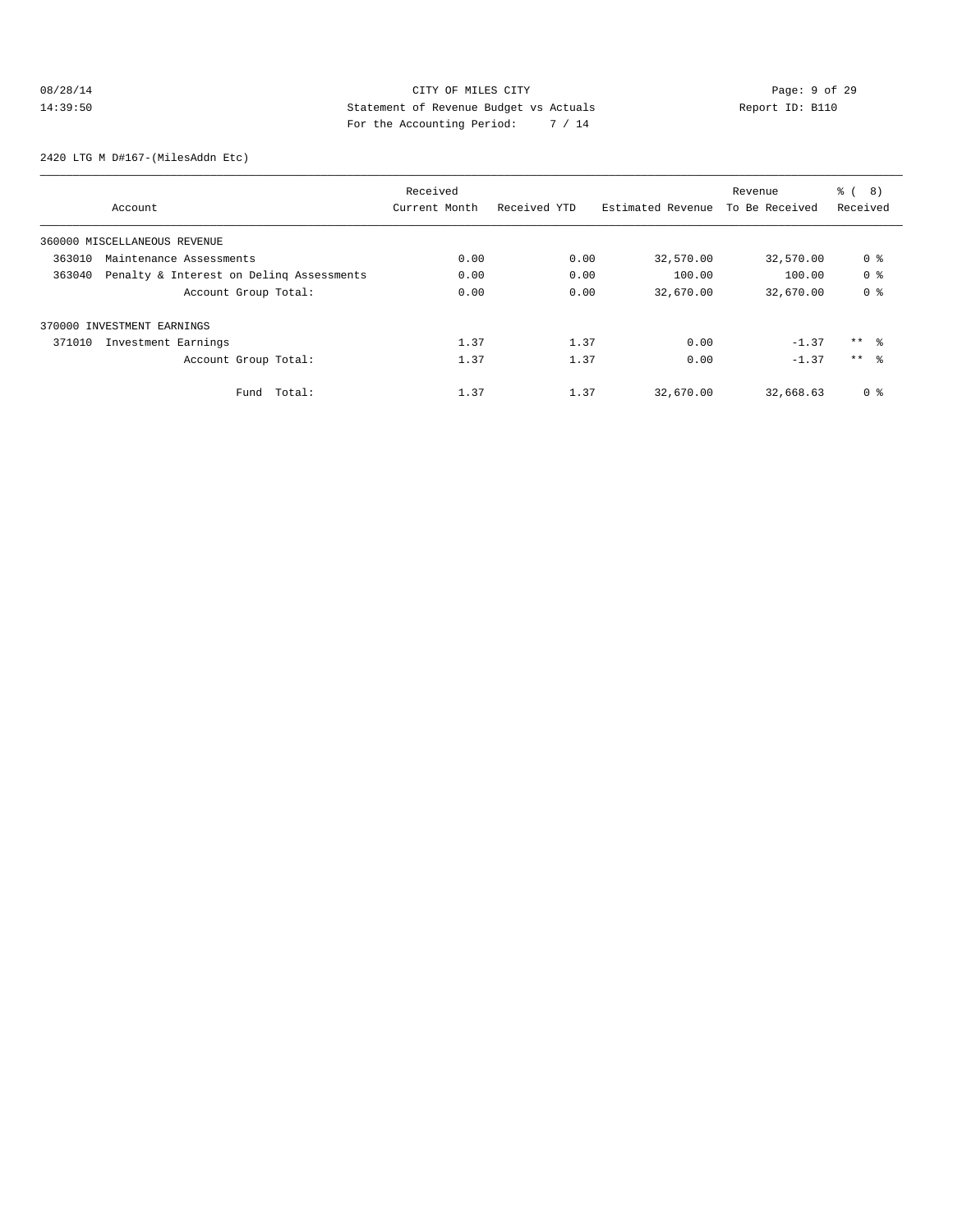## 2420 LTG M D#167-(MilesAddn Etc)

| Account | Received Current Month | Received YTD | Estimated Revenue | Revenue To Be Received | % ( 8) Received |
|---|---|---|---|---|---|
| 360000 MISCELLANEOUS REVENUE | | | | | |
| 363010 Maintenance Assessments | 0.00 | 0.00 | 32,570.00 | 32,570.00 | 0 % |
| 363040 Penalty & Interest on Delinq Assessments | 0.00 | 0.00 | 100.00 | 100.00 | 0 % |
| Account Group Total: | 0.00 | 0.00 | 32,670.00 | 32,670.00 | 0 % |
| 370000 INVESTMENT EARNINGS | | | | | |
| 371010 Investment Earnings | 1.37 | 1.37 | 0.00 | -1.37 | ** % |
| Account Group Total: | 1.37 | 1.37 | 0.00 | -1.37 | ** % |
| Fund Total: | 1.37 | 1.37 | 32,670.00 | 32,668.63 | 0 % |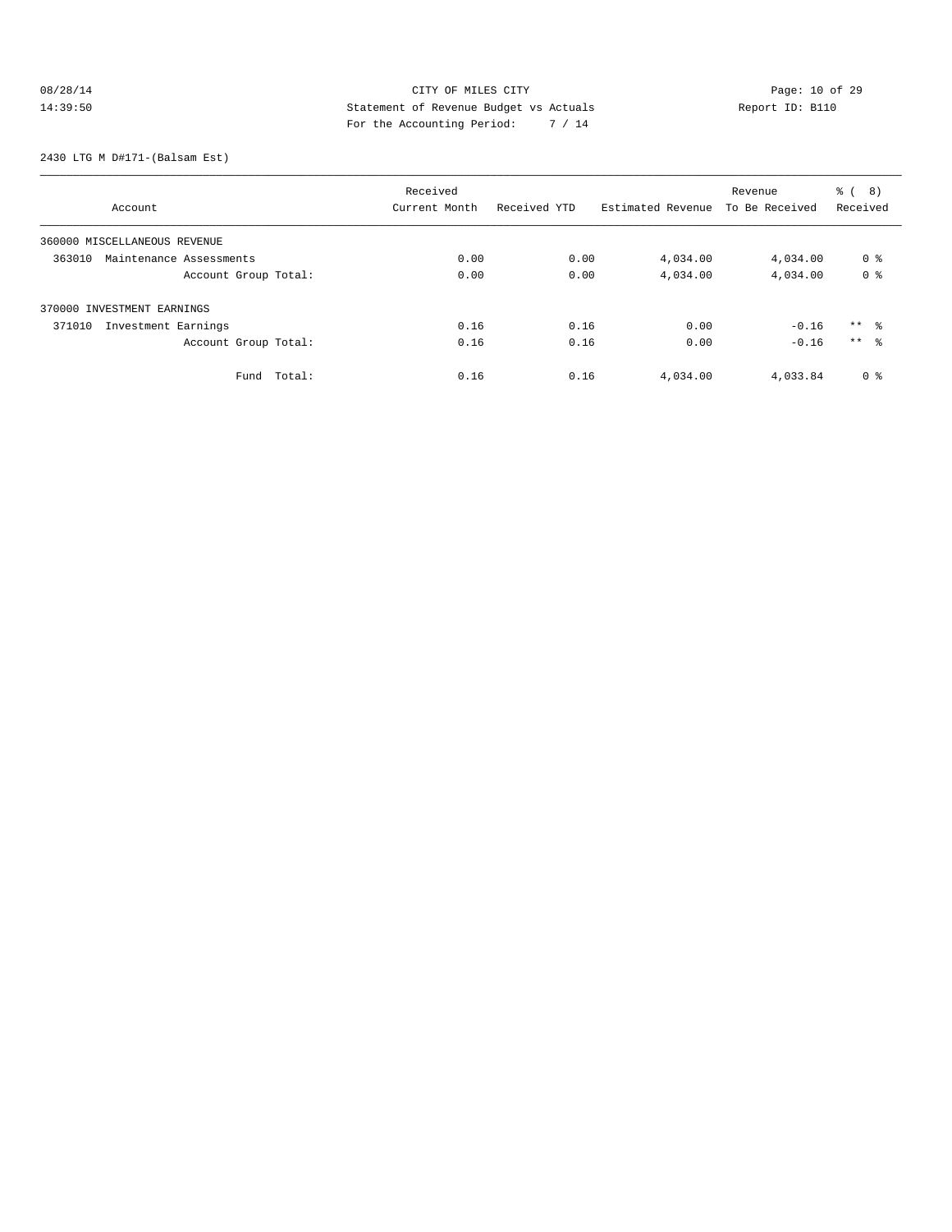CITY OF MILES CITY
Statement of Revenue Budget vs Actuals
For the Accounting Period: 7 / 14

08/28/14 14:39:50 Report ID: B110

2430 LTG M D#171-(Balsam Est)

| Account | Received Current Month | Received YTD | Estimated Revenue | Revenue To Be Received | % ( 8) Received |
|---|---|---|---|---|---|
| 360000 MISCELLANEOUS REVENUE | | | | | |
| 363010 Maintenance Assessments | 0.00 | 0.00 | 4,034.00 | 4,034.00 | 0 % |
| Account Group Total: | 0.00 | 0.00 | 4,034.00 | 4,034.00 | 0 % |
| 370000 INVESTMENT EARNINGS | | | | | |
| 371010 Investment Earnings | 0.16 | 0.16 | 0.00 | -0.16 | ** % |
| Account Group Total: | 0.16 | 0.16 | 0.00 | -0.16 | ** % |
| Fund Total: | 0.16 | 0.16 | 4,034.00 | 4,033.84 | 0 % |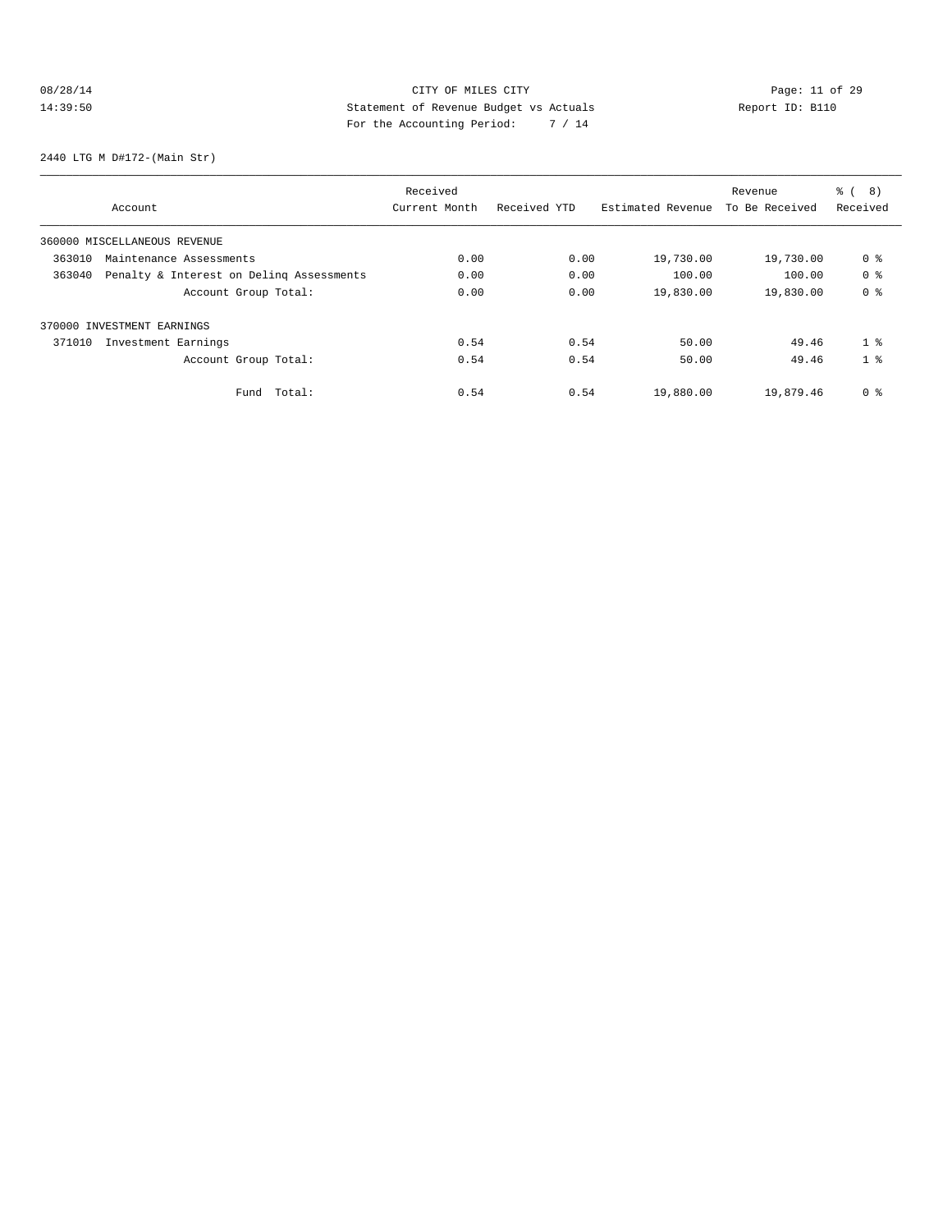CITY OF MILES CITY
Statement of Revenue Budget vs Actuals
For the Accounting Period: 7 / 14

08/28/14
14:39:50

Report ID: B110

2440 LTG M D#172-(Main Str)

| Account | Received Current Month | Received YTD | Estimated Revenue | Revenue To Be Received | % ( 8) Received |
|---|---|---|---|---|---|
| 360000 MISCELLANEOUS REVENUE | | | | | |
| 363010 Maintenance Assessments | 0.00 | 0.00 | 19,730.00 | 19,730.00 | 0 % |
| 363040 Penalty & Interest on Delinq Assessments | 0.00 | 0.00 | 100.00 | 100.00 | 0 % |
| Account Group Total: | 0.00 | 0.00 | 19,830.00 | 19,830.00 | 0 % |
| 370000 INVESTMENT EARNINGS | | | | | |
| 371010 Investment Earnings | 0.54 | 0.54 | 50.00 | 49.46 | 1 % |
| Account Group Total: | 0.54 | 0.54 | 50.00 | 49.46 | 1 % |
| Fund Total: | 0.54 | 0.54 | 19,880.00 | 19,879.46 | 0 % |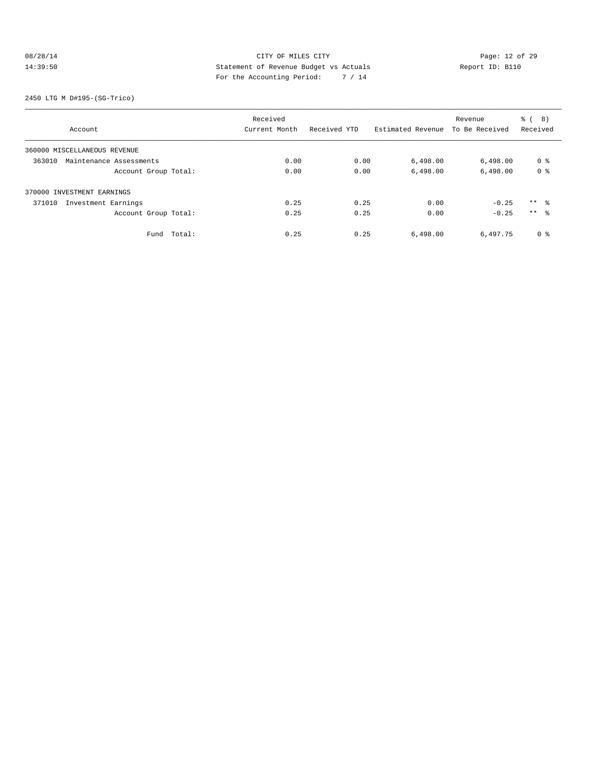CITY OF MILES CITY

Statement of Revenue Budget vs Actuals

For the Accounting Period: 7 / 14

2450 LTG M D#195-(SG-Trico)

| Account | Received Current Month | Received YTD | Estimated Revenue | Revenue To Be Received | % ( 8) Received |
|---|---|---|---|---|---|
| 360000 MISCELLANEOUS REVENUE | | | | | |
| 363010 Maintenance Assessments | 0.00 | 0.00 | 6,498.00 | 6,498.00 | 0 % |
| Account Group Total: | 0.00 | 0.00 | 6,498.00 | 6,498.00 | 0 % |
| 370000 INVESTMENT EARNINGS | | | | | |
| 371010 Investment Earnings | 0.25 | 0.25 | 0.00 | -0.25 | ** % |
| Account Group Total: | 0.25 | 0.25 | 0.00 | -0.25 | ** % |
| Fund Total: | 0.25 | 0.25 | 6,498.00 | 6,497.75 | 0 % |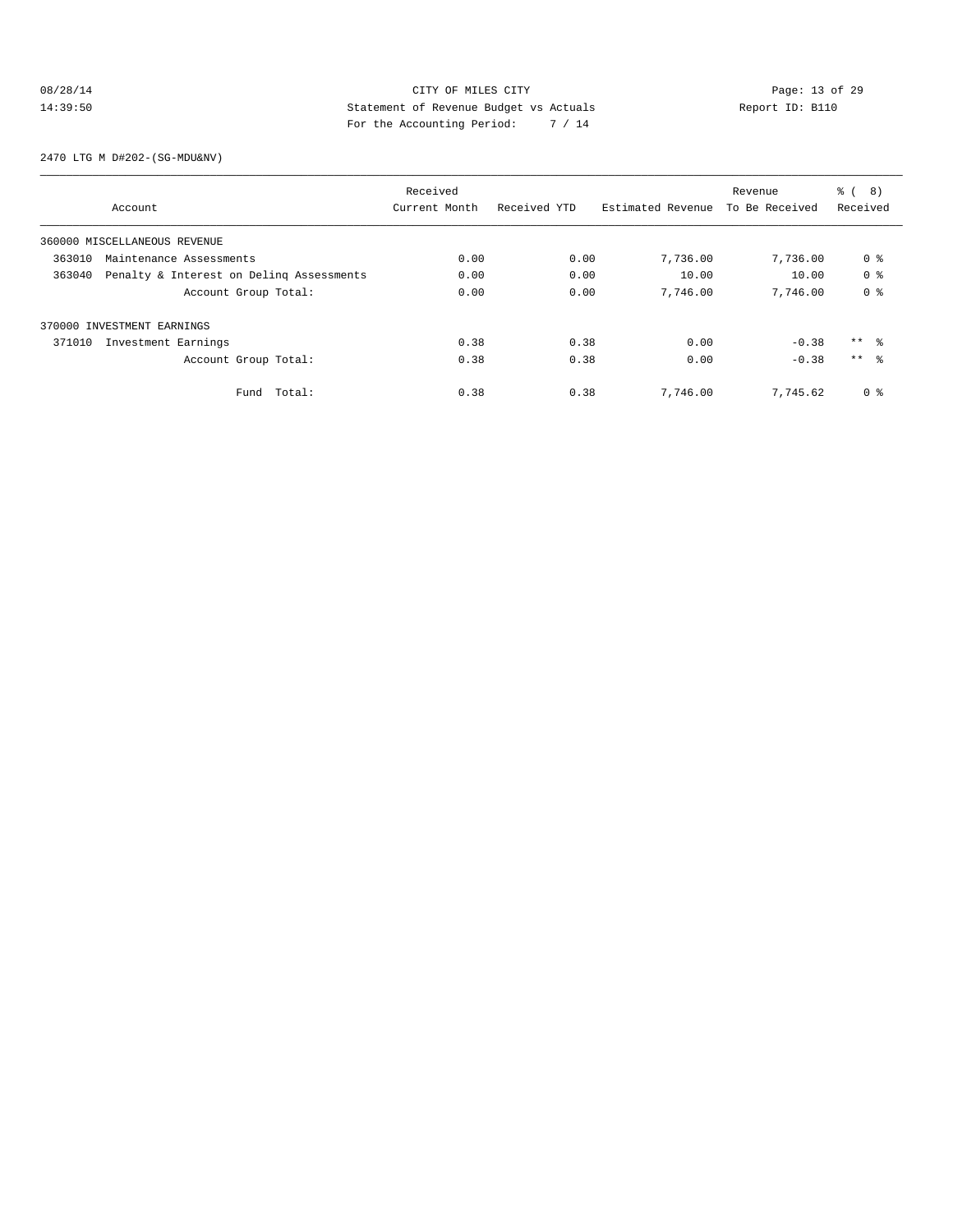CITY OF MILES CITY
Statement of Revenue Budget vs Actuals
For the Accounting Period: 7 / 14

08/28/14
14:39:50

Report ID: B110

2470 LTG M D#202-(SG-MDU&NV)

| Account | Received Current Month | Received YTD | Estimated Revenue | Revenue To Be Received | % ( 8) Received |
|---|---|---|---|---|---|
| 360000 MISCELLANEOUS REVENUE | | | | | |
| 363010 Maintenance Assessments | 0.00 | 0.00 | 7,736.00 | 7,736.00 | 0 % |
| 363040 Penalty & Interest on Delinq Assessments | 0.00 | 0.00 | 10.00 | 10.00 | 0 % |
| Account Group Total: | 0.00 | 0.00 | 7,746.00 | 7,746.00 | 0 % |
| 370000 INVESTMENT EARNINGS | | | | | |
| 371010 Investment Earnings | 0.38 | 0.38 | 0.00 | -0.38 | ** % |
| Account Group Total: | 0.38 | 0.38 | 0.00 | -0.38 | ** % |
| Fund Total: | 0.38 | 0.38 | 7,746.00 | 7,745.62 | 0 % |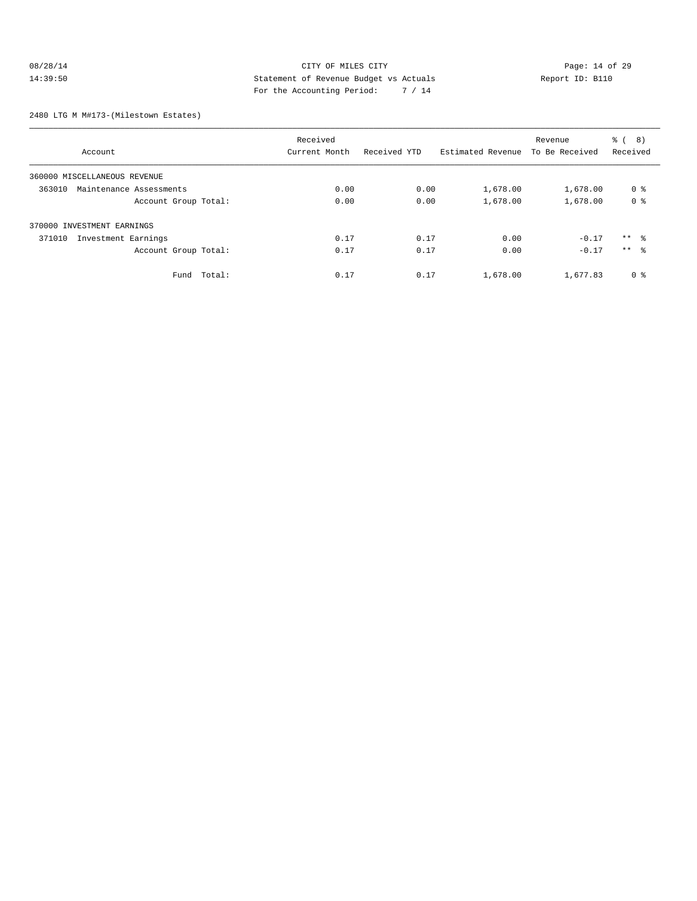CITY OF MILES CITY

Statement of Revenue Budget vs Actuals

For the Accounting Period: 7 / 14

08/28/14 14:39:50 Report ID: B110

2480 LTG M M#173-(Milestown Estates)

| Account | Received Current Month | Received YTD | Estimated Revenue | Revenue To Be Received | % ( 8) Received |
|---|---|---|---|---|---|
| 360000 MISCELLANEOUS REVENUE | | | | | |
| 363010 Maintenance Assessments | 0.00 | 0.00 | 1,678.00 | 1,678.00 | 0 % |
| Account Group Total: | 0.00 | 0.00 | 1,678.00 | 1,678.00 | 0 % |
| 370000 INVESTMENT EARNINGS | | | | | |
| 371010 Investment Earnings | 0.17 | 0.17 | 0.00 | -0.17 | ** % |
| Account Group Total: | 0.17 | 0.17 | 0.00 | -0.17 | ** % |
| Fund Total: | 0.17 | 0.17 | 1,678.00 | 1,677.83 | 0 % |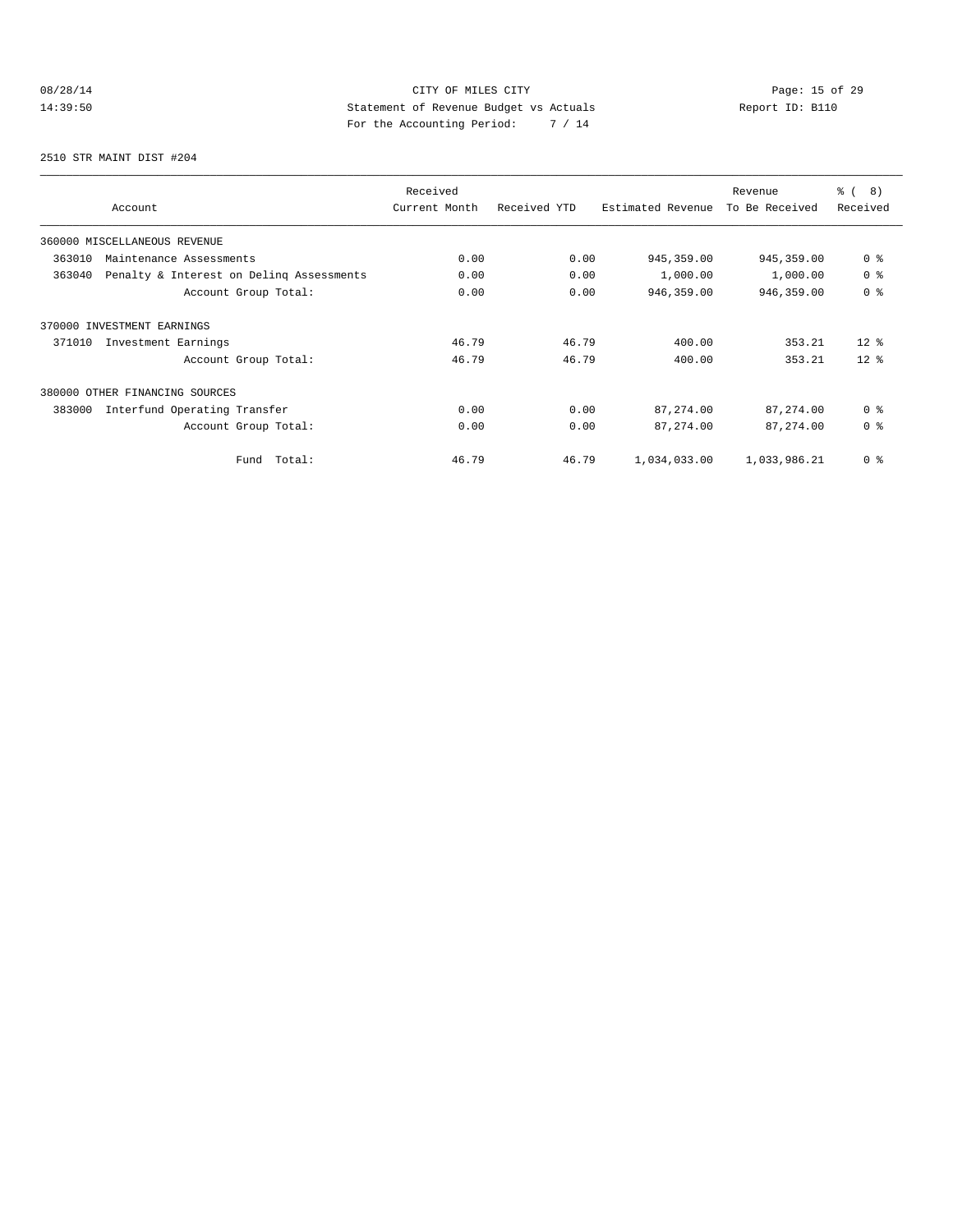CITY OF MILES CITY
Statement of Revenue Budget vs Actuals
For the Accounting Period: 7 / 14

08/28/14
14:39:50

Report ID: B110

2510 STR MAINT DIST #204

| Account | Received Current Month | Received YTD | Estimated Revenue | Revenue To Be Received | % ( 8) Received |
|---|---|---|---|---|---|
| 360000 MISCELLANEOUS REVENUE | | | | | |
| 363010 Maintenance Assessments | 0.00 | 0.00 | 945,359.00 | 945,359.00 | 0 % |
| 363040 Penalty & Interest on Delinq Assessments | 0.00 | 0.00 | 1,000.00 | 1,000.00 | 0 % |
| Account Group Total: | 0.00 | 0.00 | 946,359.00 | 946,359.00 | 0 % |
| 370000 INVESTMENT EARNINGS | | | | | |
| 371010 Investment Earnings | 46.79 | 46.79 | 400.00 | 353.21 | 12 % |
| Account Group Total: | 46.79 | 46.79 | 400.00 | 353.21 | 12 % |
| 380000 OTHER FINANCING SOURCES | | | | | |
| 383000 Interfund Operating Transfer | 0.00 | 0.00 | 87,274.00 | 87,274.00 | 0 % |
| Account Group Total: | 0.00 | 0.00 | 87,274.00 | 87,274.00 | 0 % |
| Fund Total: | 46.79 | 46.79 | 1,034,033.00 | 1,033,986.21 | 0 % |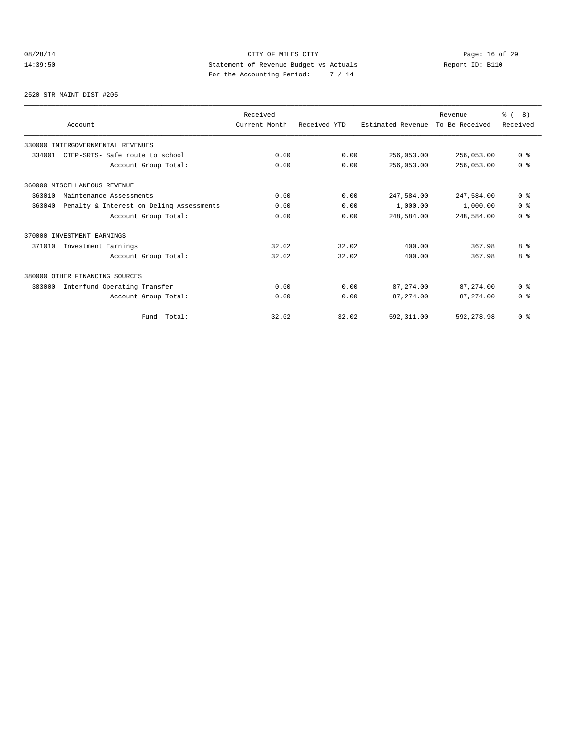CITY OF MILES CITY
Statement of Revenue Budget vs Actuals
For the Accounting Period: 7 / 14

08/28/14
14:39:50

Report ID: B110

2520 STR MAINT DIST #205

| Account | Received Current Month | Received YTD | Estimated Revenue | Revenue To Be Received | % ( 8) Received |
|---|---|---|---|---|---|
| 330000 INTERGOVERNMENTAL REVENUES | | | | | |
| 334001 CTEP-SRTS- Safe route to school | 0.00 | 0.00 | 256,053.00 | 256,053.00 | 0 % |
| Account Group Total: | 0.00 | 0.00 | 256,053.00 | 256,053.00 | 0 % |
| 360000 MISCELLANEOUS REVENUE | | | | | |
| 363010 Maintenance Assessments | 0.00 | 0.00 | 247,584.00 | 247,584.00 | 0 % |
| 363040 Penalty & Interest on Delinq Assessments | 0.00 | 0.00 | 1,000.00 | 1,000.00 | 0 % |
| Account Group Total: | 0.00 | 0.00 | 248,584.00 | 248,584.00 | 0 % |
| 370000 INVESTMENT EARNINGS | | | | | |
| 371010 Investment Earnings | 32.02 | 32.02 | 400.00 | 367.98 | 8 % |
| Account Group Total: | 32.02 | 32.02 | 400.00 | 367.98 | 8 % |
| 380000 OTHER FINANCING SOURCES | | | | | |
| 383000 Interfund Operating Transfer | 0.00 | 0.00 | 87,274.00 | 87,274.00 | 0 % |
| Account Group Total: | 0.00 | 0.00 | 87,274.00 | 87,274.00 | 0 % |
| Fund Total: | 32.02 | 32.02 | 592,311.00 | 592,278.98 | 0 % |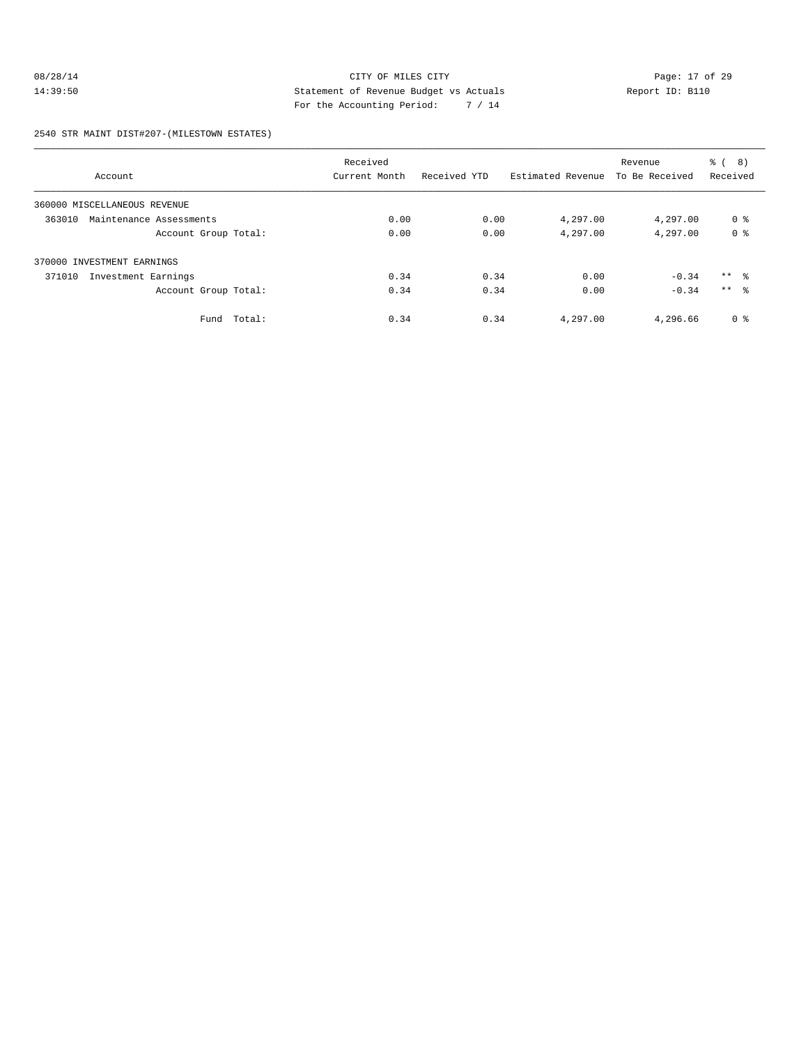CITY OF MILES CITY

Statement of Revenue Budget vs Actuals

For the Accounting Period: 7 / 14

08/28/14 14:39:50 Report ID: B110

2540 STR MAINT DIST#207-(MILESTOWN ESTATES)

| Account | Received Current Month | Received YTD | Estimated Revenue | Revenue To Be Received | % ( 8) Received |
|---|---|---|---|---|---|
| 360000 MISCELLANEOUS REVENUE | | | | | |
| 363010 Maintenance Assessments | 0.00 | 0.00 | 4,297.00 | 4,297.00 | 0 % |
| Account Group Total: | 0.00 | 0.00 | 4,297.00 | 4,297.00 | 0 % |
| 370000 INVESTMENT EARNINGS | | | | | |
| 371010 Investment Earnings | 0.34 | 0.34 | 0.00 | -0.34 | ** % |
| Account Group Total: | 0.34 | 0.34 | 0.00 | -0.34 | ** % |
| Fund Total: | 0.34 | 0.34 | 4,297.00 | 4,296.66 | 0 % |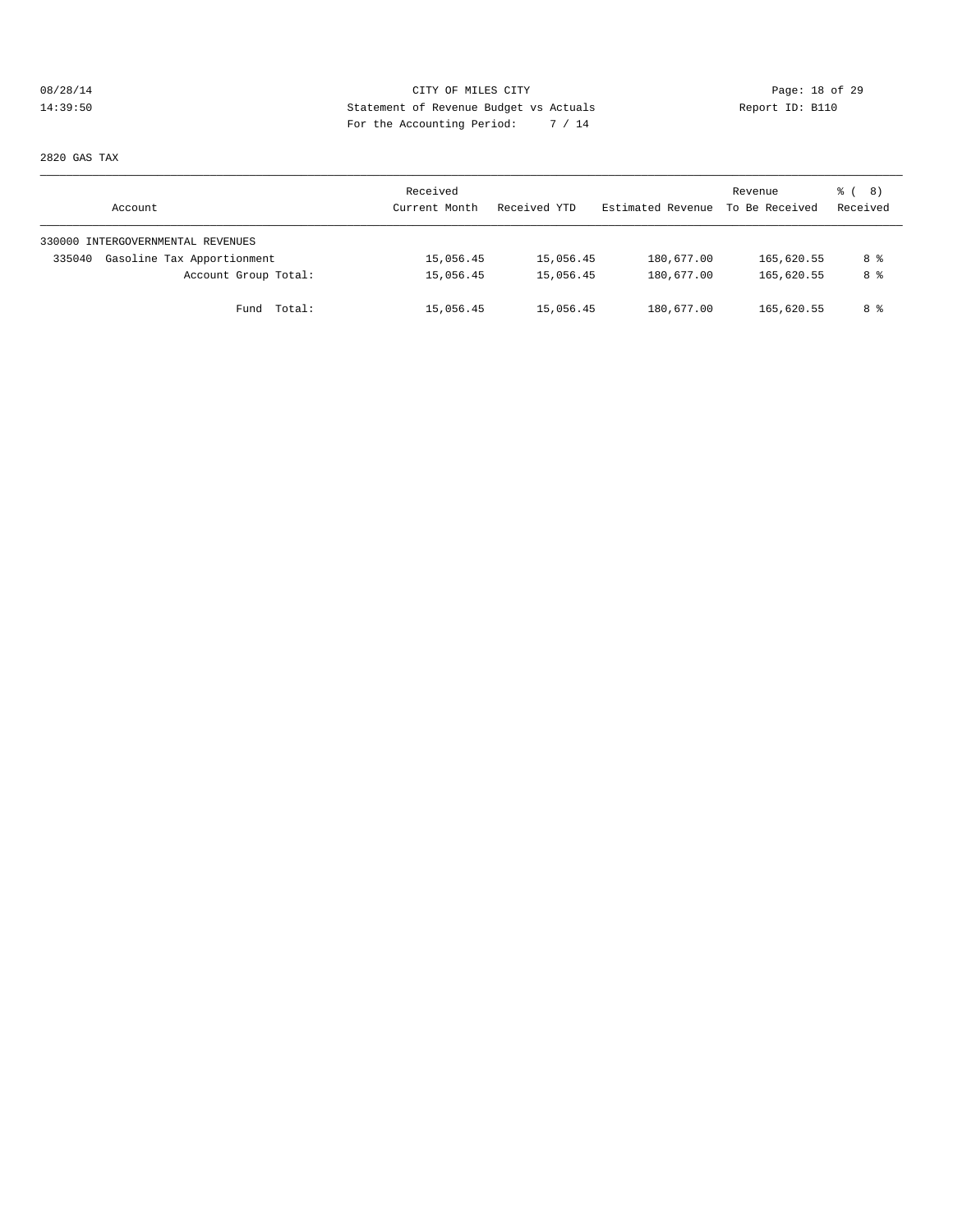CITY OF MILES CITY

Statement of Revenue Budget vs Actuals

For the Accounting Period: 7 / 14

2820 GAS TAX

| Account | Received Current Month | Received YTD | Estimated Revenue | Revenue To Be Received | % ( 8) Received |
|---|---|---|---|---|---|
| 330000 INTERGOVERNMENTAL REVENUES | | | | | |
| 335040 Gasoline Tax Apportionment | 15,056.45 | 15,056.45 | 180,677.00 | 165,620.55 | 8 % |
| Account Group Total: | 15,056.45 | 15,056.45 | 180,677.00 | 165,620.55 | 8 % |
| Fund Total: | 15,056.45 | 15,056.45 | 180,677.00 | 165,620.55 | 8 % |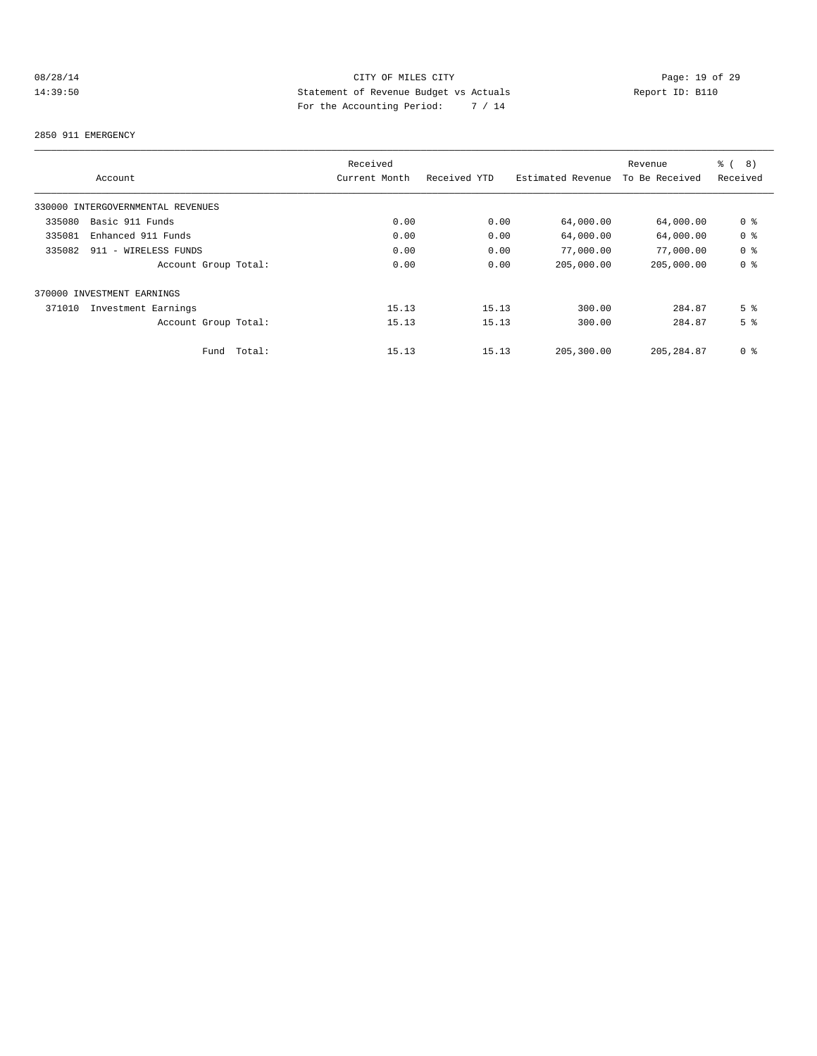CITY OF MILES CITY

Statement of Revenue Budget vs Actuals

For the Accounting Period: 7 / 14

Report ID: B110

2850 911 EMERGENCY

| Account | Received Current Month | Received YTD | Estimated Revenue | Revenue To Be Received | % ( 8) Received |
|---|---|---|---|---|---|
| 330000 INTERGOVERNMENTAL REVENUES | | | | | |
| 335080 Basic 911 Funds | 0.00 | 0.00 | 64,000.00 | 64,000.00 | 0 % |
| 335081 Enhanced 911 Funds | 0.00 | 0.00 | 64,000.00 | 64,000.00 | 0 % |
| 335082 911 - WIRELESS FUNDS | 0.00 | 0.00 | 77,000.00 | 77,000.00 | 0 % |
| Account Group Total: | 0.00 | 0.00 | 205,000.00 | 205,000.00 | 0 % |
| 370000 INVESTMENT EARNINGS | | | | | |
| 371010 Investment Earnings | 15.13 | 15.13 | 300.00 | 284.87 | 5 % |
| Account Group Total: | 15.13 | 15.13 | 300.00 | 284.87 | 5 % |
| Fund Total: | 15.13 | 15.13 | 205,300.00 | 205,284.87 | 0 % |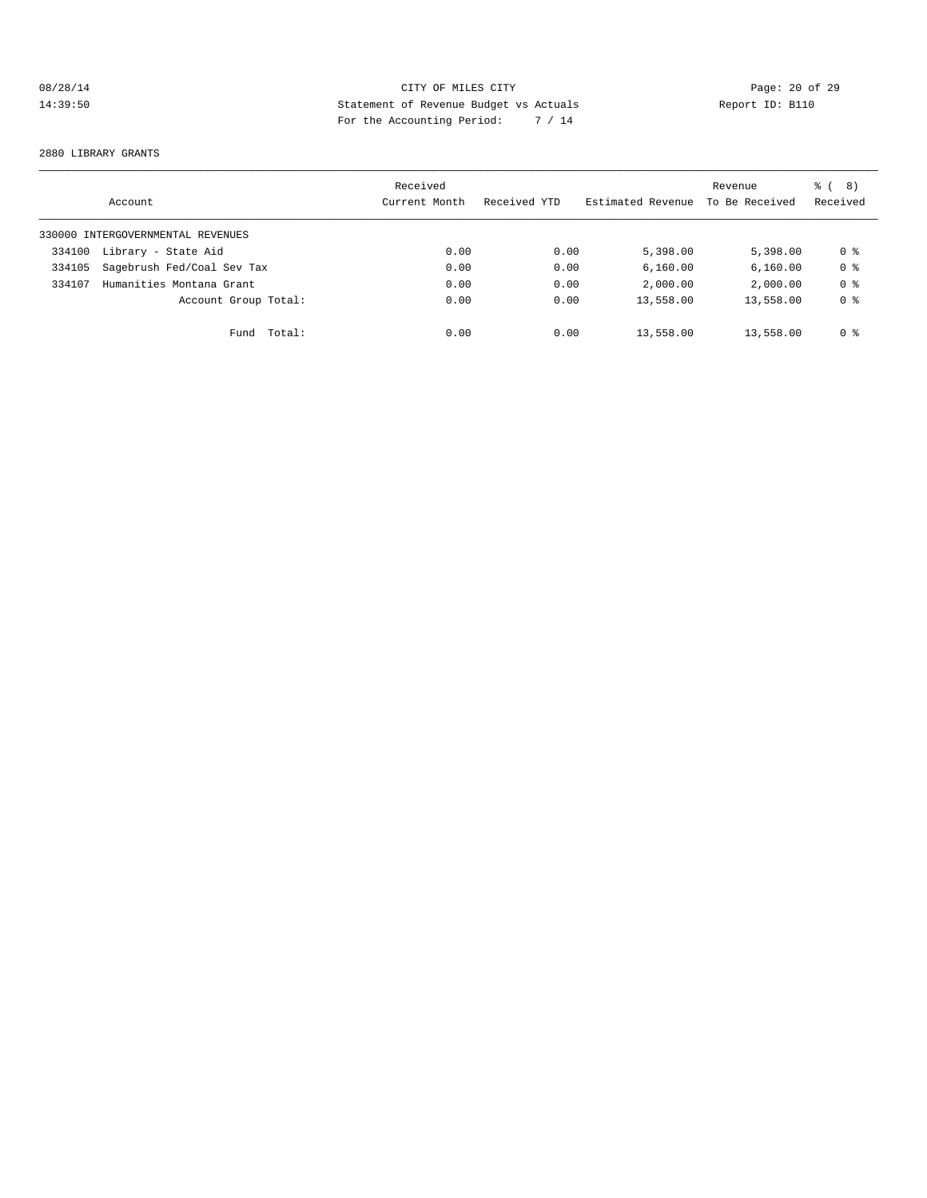CITY OF MILES CITY
Statement of Revenue Budget vs Actuals
For the Accounting Period: 7 / 14

08/28/14
14:39:50

Report ID: B110

2880 LIBRARY GRANTS

| Account | Received Current Month | Received YTD | Estimated Revenue | Revenue To Be Received | % ( 8) Received |
|---|---|---|---|---|---|
| 330000 INTERGOVERNMENTAL REVENUES | | | | | |
| 334100 Library - State Aid | 0.00 | 0.00 | 5,398.00 | 5,398.00 | 0 % |
| 334105 Sagebrush Fed/Coal Sev Tax | 0.00 | 0.00 | 6,160.00 | 6,160.00 | 0 % |
| 334107 Humanities Montana Grant | 0.00 | 0.00 | 2,000.00 | 2,000.00 | 0 % |
| Account Group Total: | 0.00 | 0.00 | 13,558.00 | 13,558.00 | 0 % |
| Fund Total: | 0.00 | 0.00 | 13,558.00 | 13,558.00 | 0 % |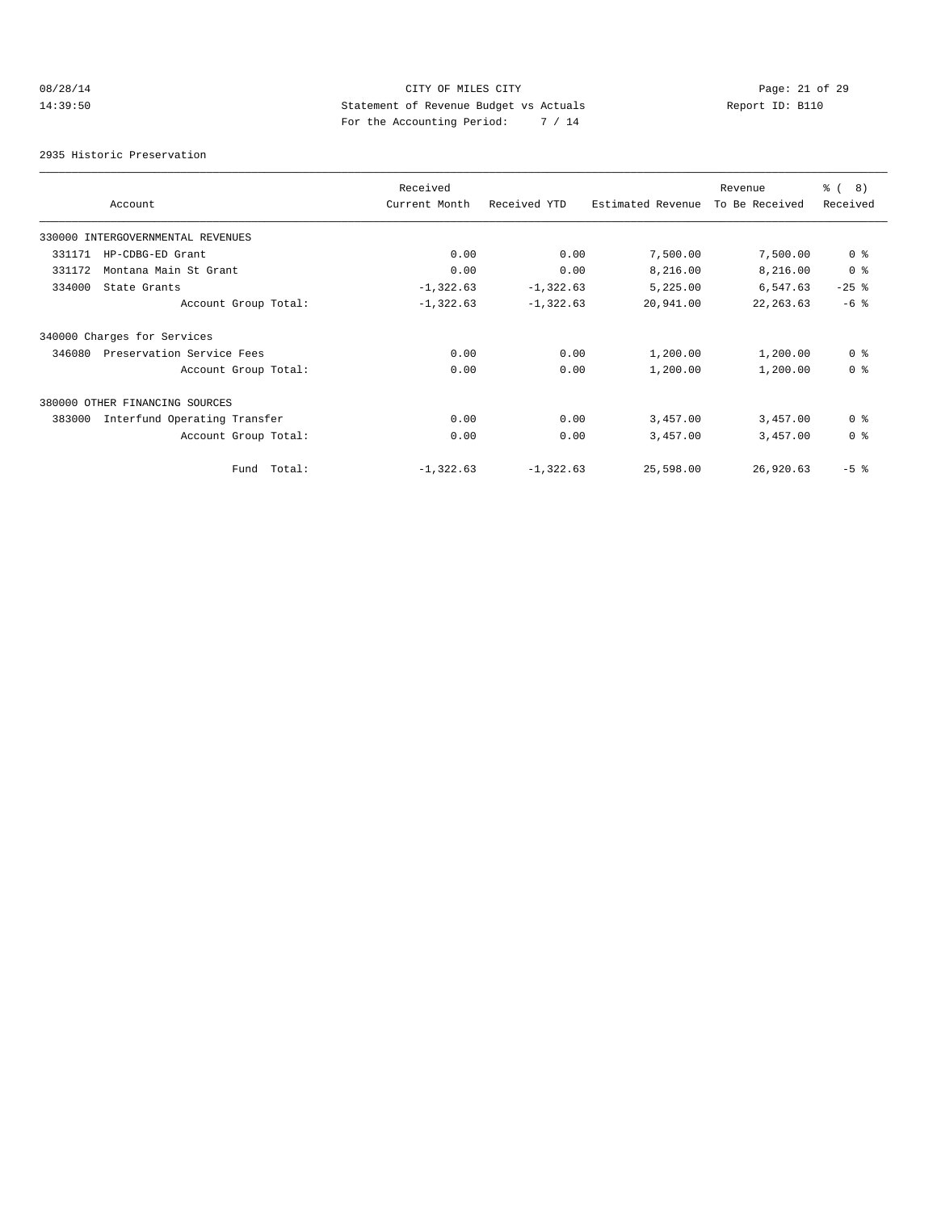CITY OF MILES CITY
Statement of Revenue Budget vs Actuals
For the Accounting Period: 7 / 14

08/28/14
14:39:50

Report ID: B110

2935 Historic Preservation

| Account | Received Current Month | Received YTD | Estimated Revenue | Revenue To Be Received | % ( 8) Received |
|---|---|---|---|---|---|
| 330000 INTERGOVERNMENTAL REVENUES | | | | | |
| 331171 HP-CDBG-ED Grant | 0.00 | 0.00 | 7,500.00 | 7,500.00 | 0 % |
| 331172 Montana Main St Grant | 0.00 | 0.00 | 8,216.00 | 8,216.00 | 0 % |
| 334000 State Grants | -1,322.63 | -1,322.63 | 5,225.00 | 6,547.63 | -25 % |
| Account Group Total: | -1,322.63 | -1,322.63 | 20,941.00 | 22,263.63 | -6 % |
| 340000 Charges for Services | | | | | |
| 346080 Preservation Service Fees | 0.00 | 0.00 | 1,200.00 | 1,200.00 | 0 % |
| Account Group Total: | 0.00 | 0.00 | 1,200.00 | 1,200.00 | 0 % |
| 380000 OTHER FINANCING SOURCES | | | | | |
| 383000 Interfund Operating Transfer | 0.00 | 0.00 | 3,457.00 | 3,457.00 | 0 % |
| Account Group Total: | 0.00 | 0.00 | 3,457.00 | 3,457.00 | 0 % |
| Fund Total: | -1,322.63 | -1,322.63 | 25,598.00 | 26,920.63 | -5 % |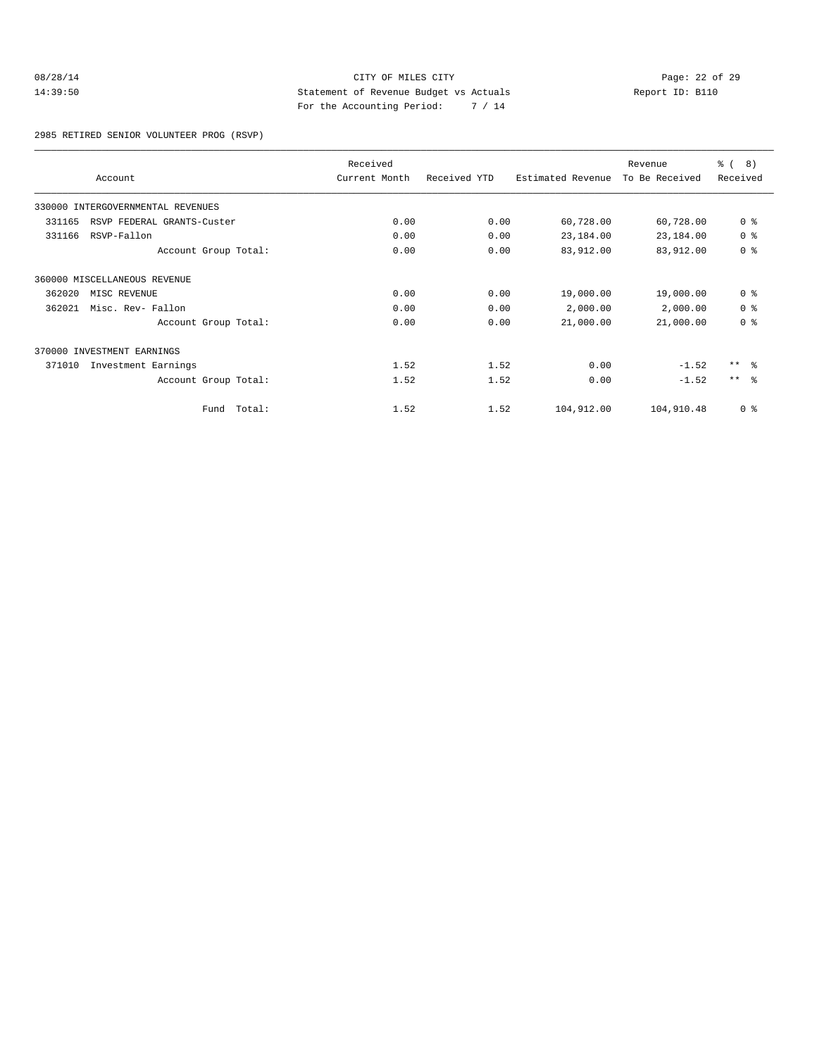08/28/14 CITY OF MILES CITY
14:39:50 Statement of Revenue Budget vs Actuals Report ID: B110
For the Accounting Period: 7 / 14

2985 RETIRED SENIOR VOLUNTEER PROG (RSVP)

| Account | Received Current Month | Received YTD | Estimated Revenue | Revenue To Be Received | % ( 8) Received |
|---|---|---|---|---|---|
| 330000 INTERGOVERNMENTAL REVENUES | | | | | |
| 331165 RSVP FEDERAL GRANTS-Custer | 0.00 | 0.00 | 60,728.00 | 60,728.00 | 0 % |
| 331166 RSVP-Fallon | 0.00 | 0.00 | 23,184.00 | 23,184.00 | 0 % |
| Account Group Total: | 0.00 | 0.00 | 83,912.00 | 83,912.00 | 0 % |
| 360000 MISCELLANEOUS REVENUE | | | | | |
| 362020 MISC REVENUE | 0.00 | 0.00 | 19,000.00 | 19,000.00 | 0 % |
| 362021 Misc. Rev- Fallon | 0.00 | 0.00 | 2,000.00 | 2,000.00 | 0 % |
| Account Group Total: | 0.00 | 0.00 | 21,000.00 | 21,000.00 | 0 % |
| 370000 INVESTMENT EARNINGS | | | | | |
| 371010 Investment Earnings | 1.52 | 1.52 | 0.00 | -1.52 | ** % |
| Account Group Total: | 1.52 | 1.52 | 0.00 | -1.52 | ** % |
| Fund Total: | 1.52 | 1.52 | 104,912.00 | 104,910.48 | 0 % |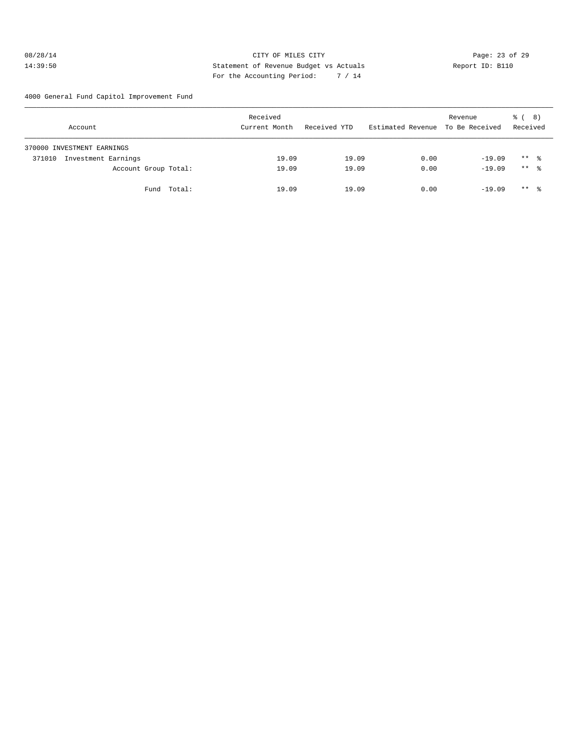CITY OF MILES CITY
Statement of Revenue Budget vs Actuals
For the Accounting Period: 7 / 14

08/28/14
14:39:50

Report ID: B110

4000 General Fund Capitol Improvement Fund

| Account | Received Current Month | Received YTD | Estimated Revenue | Revenue To Be Received | % ( 8) Received |
|---|---|---|---|---|---|
| 370000 INVESTMENT EARNINGS | | | | | |
| 371010 Investment Earnings | 19.09 | 19.09 | 0.00 | -19.09 | ** % |
| Account Group Total: | 19.09 | 19.09 | 0.00 | -19.09 | ** % |
| Fund Total: | 19.09 | 19.09 | 0.00 | -19.09 | ** % |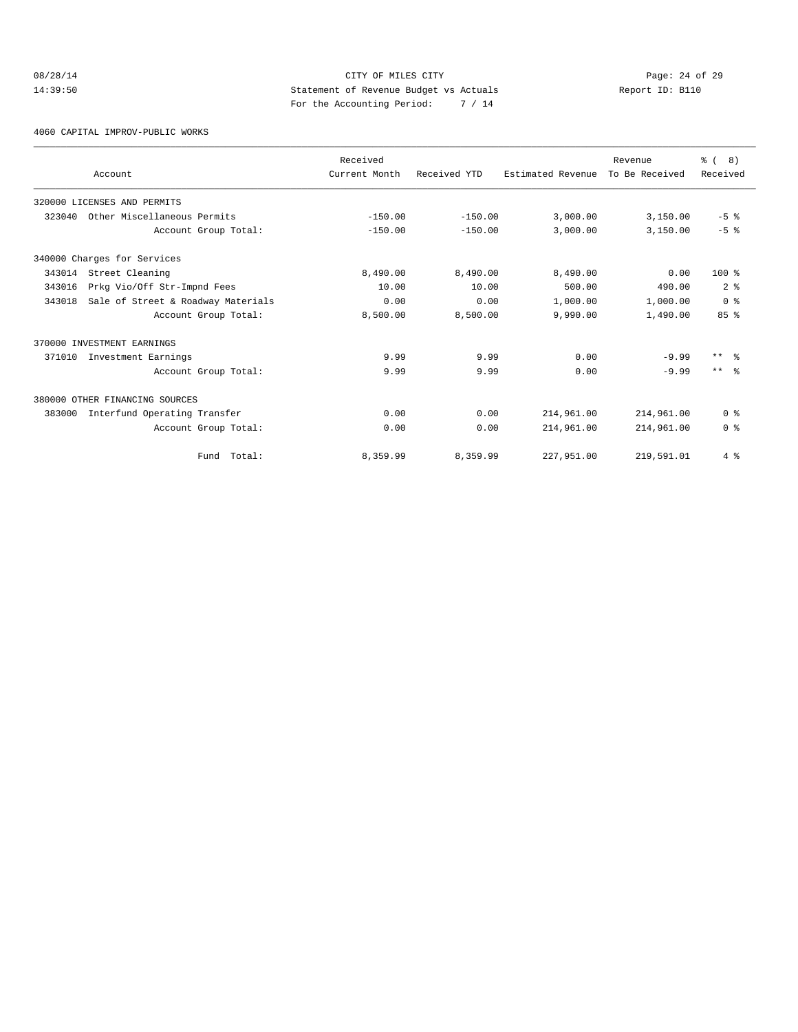CITY OF MILES CITY
Statement of Revenue Budget vs Actuals
For the Accounting Period: 7 / 14

08/28/14
14:39:50

Report ID: B110

4060 CAPITAL IMPROV-PUBLIC WORKS

| Account | Received Current Month | Received YTD | Estimated Revenue | Revenue To Be Received | % ( 8) Received |
|---|---|---|---|---|---|
| 320000 LICENSES AND PERMITS | | | | | |
| 323040 Other Miscellaneous Permits | -150.00 | -150.00 | 3,000.00 | 3,150.00 | -5 % |
| Account Group Total: | -150.00 | -150.00 | 3,000.00 | 3,150.00 | -5 % |
| 340000 Charges for Services | | | | | |
| 343014 Street Cleaning | 8,490.00 | 8,490.00 | 8,490.00 | 0.00 | 100 % |
| 343016 Prkg Vio/Off Str-Impnd Fees | 10.00 | 10.00 | 500.00 | 490.00 | 2 % |
| 343018 Sale of Street & Roadway Materials | 0.00 | 0.00 | 1,000.00 | 1,000.00 | 0 % |
| Account Group Total: | 8,500.00 | 8,500.00 | 9,990.00 | 1,490.00 | 85 % |
| 370000 INVESTMENT EARNINGS | | | | | |
| 371010 Investment Earnings | 9.99 | 9.99 | 0.00 | -9.99 | ** % |
| Account Group Total: | 9.99 | 9.99 | 0.00 | -9.99 | ** % |
| 380000 OTHER FINANCING SOURCES | | | | | |
| 383000 Interfund Operating Transfer | 0.00 | 0.00 | 214,961.00 | 214,961.00 | 0 % |
| Account Group Total: | 0.00 | 0.00 | 214,961.00 | 214,961.00 | 0 % |
| Fund Total: | 8,359.99 | 8,359.99 | 227,951.00 | 219,591.01 | 4 % |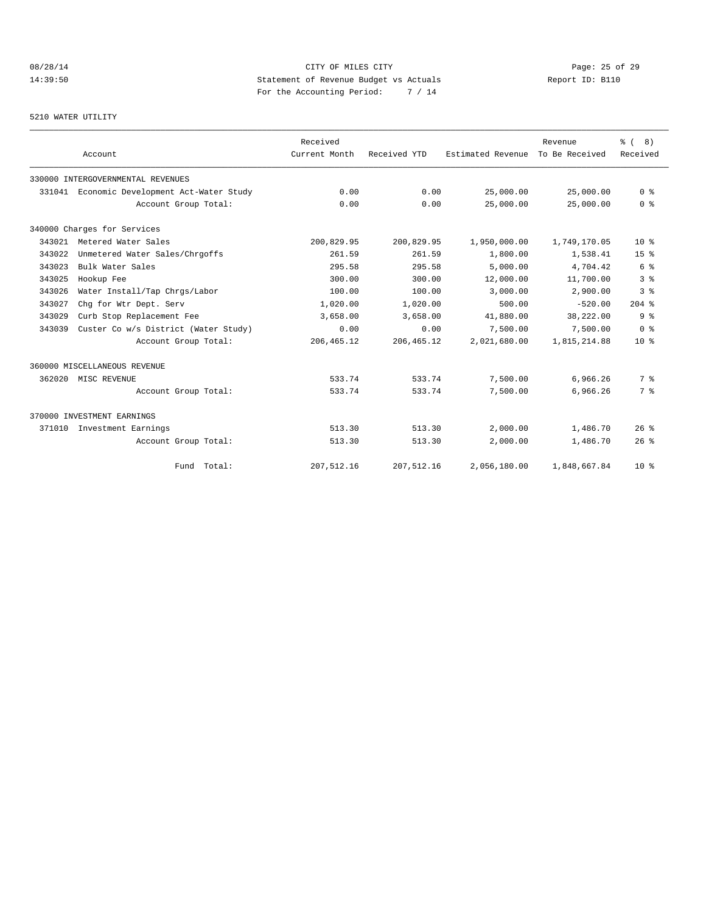CITY OF MILES CITY

Statement of Revenue Budget vs Actuals

For the Accounting Period: 7 / 14

08/28/14 14:39:50 Report ID: B110

5210 WATER UTILITY

| Account | Received Current Month | Received YTD | Estimated Revenue | Revenue To Be Received | % ( 8) Received |
|---|---|---|---|---|---|
| 330000 INTERGOVERNMENTAL REVENUES | | | | | |
| 331041 Economic Development Act-Water Study | 0.00 | 0.00 | 25,000.00 | 25,000.00 | 0 % |
| Account Group Total: | 0.00 | 0.00 | 25,000.00 | 25,000.00 | 0 % |
| 340000 Charges for Services | | | | | |
| 343021 Metered Water Sales | 200,829.95 | 200,829.95 | 1,950,000.00 | 1,749,170.05 | 10 % |
| 343022 Unmetered Water Sales/Chrgoffs | 261.59 | 261.59 | 1,800.00 | 1,538.41 | 15 % |
| 343023 Bulk Water Sales | 295.58 | 295.58 | 5,000.00 | 4,704.42 | 6 % |
| 343025 Hookup Fee | 300.00 | 300.00 | 12,000.00 | 11,700.00 | 3 % |
| 343026 Water Install/Tap Chrgs/Labor | 100.00 | 100.00 | 3,000.00 | 2,900.00 | 3 % |
| 343027 Chg for Wtr Dept. Serv | 1,020.00 | 1,020.00 | 500.00 | -520.00 | 204 % |
| 343029 Curb Stop Replacement Fee | 3,658.00 | 3,658.00 | 41,880.00 | 38,222.00 | 9 % |
| 343039 Custer Co w/s District (Water Study) | 0.00 | 0.00 | 7,500.00 | 7,500.00 | 0 % |
| Account Group Total: | 206,465.12 | 206,465.12 | 2,021,680.00 | 1,815,214.88 | 10 % |
| 360000 MISCELLANEOUS REVENUE | | | | | |
| 362020 MISC REVENUE | 533.74 | 533.74 | 7,500.00 | 6,966.26 | 7 % |
| Account Group Total: | 533.74 | 533.74 | 7,500.00 | 6,966.26 | 7 % |
| 370000 INVESTMENT EARNINGS | | | | | |
| 371010 Investment Earnings | 513.30 | 513.30 | 2,000.00 | 1,486.70 | 26 % |
| Account Group Total: | 513.30 | 513.30 | 2,000.00 | 1,486.70 | 26 % |
| Fund Total: | 207,512.16 | 207,512.16 | 2,056,180.00 | 1,848,667.84 | 10 % |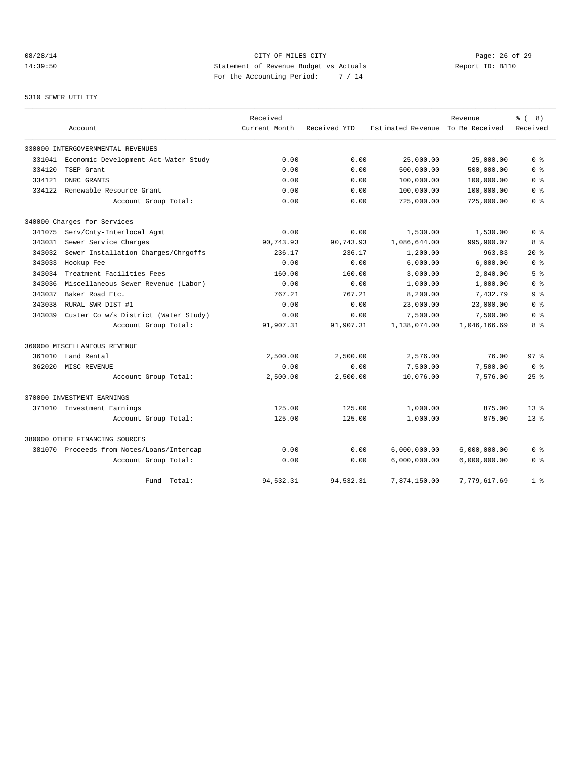CITY OF MILES CITY
Statement of Revenue Budget vs Actuals
For the Accounting Period: 7 / 14

08/28/14
14:39:50

Report ID: B110

5310 SEWER UTILITY

| Account | | Received Current Month | Received YTD | Estimated Revenue | Revenue To Be Received | % ( 8) Received |
|---|---|---|---|---|---|---|
| 330000 INTERGOVERNMENTAL REVENUES | | | | | | |
| 331041 | Economic Development Act-Water Study | 0.00 | 0.00 | 25,000.00 | 25,000.00 | 0 % |
| 334120 | TSEP Grant | 0.00 | 0.00 | 500,000.00 | 500,000.00 | 0 % |
| 334121 | DNRC GRANTS | 0.00 | 0.00 | 100,000.00 | 100,000.00 | 0 % |
| 334122 | Renewable Resource Grant | 0.00 | 0.00 | 100,000.00 | 100,000.00 | 0 % |
| | Account Group Total: | 0.00 | 0.00 | 725,000.00 | 725,000.00 | 0 % |
| 340000 Charges for Services | | | | | | |
| 341075 | Serv/Cnty-Interlocal Agmt | 0.00 | 0.00 | 1,530.00 | 1,530.00 | 0 % |
| 343031 | Sewer Service Charges | 90,743.93 | 90,743.93 | 1,086,644.00 | 995,900.07 | 8 % |
| 343032 | Sewer Installation Charges/Chrgoffs | 236.17 | 236.17 | 1,200.00 | 963.83 | 20 % |
| 343033 | Hookup Fee | 0.00 | 0.00 | 6,000.00 | 6,000.00 | 0 % |
| 343034 | Treatment Facilities Fees | 160.00 | 160.00 | 3,000.00 | 2,840.00 | 5 % |
| 343036 | Miscellaneous Sewer Revenue (Labor) | 0.00 | 0.00 | 1,000.00 | 1,000.00 | 0 % |
| 343037 | Baker Road Etc. | 767.21 | 767.21 | 8,200.00 | 7,432.79 | 9 % |
| 343038 | RURAL SWR DIST #1 | 0.00 | 0.00 | 23,000.00 | 23,000.00 | 0 % |
| 343039 | Custer Co w/s District (Water Study) | 0.00 | 0.00 | 7,500.00 | 7,500.00 | 0 % |
| | Account Group Total: | 91,907.31 | 91,907.31 | 1,138,074.00 | 1,046,166.69 | 8 % |
| 360000 MISCELLANEOUS REVENUE | | | | | | |
| 361010 | Land Rental | 2,500.00 | 2,500.00 | 2,576.00 | 76.00 | 97 % |
| 362020 | MISC REVENUE | 0.00 | 0.00 | 7,500.00 | 7,500.00 | 0 % |
| | Account Group Total: | 2,500.00 | 2,500.00 | 10,076.00 | 7,576.00 | 25 % |
| 370000 INVESTMENT EARNINGS | | | | | | |
| 371010 | Investment Earnings | 125.00 | 125.00 | 1,000.00 | 875.00 | 13 % |
| | Account Group Total: | 125.00 | 125.00 | 1,000.00 | 875.00 | 13 % |
| 380000 OTHER FINANCING SOURCES | | | | | | |
| 381070 | Proceeds from Notes/Loans/Intercap | 0.00 | 0.00 | 6,000,000.00 | 6,000,000.00 | 0 % |
| | Account Group Total: | 0.00 | 0.00 | 6,000,000.00 | 6,000,000.00 | 0 % |
| | Fund Total: | 94,532.31 | 94,532.31 | 7,874,150.00 | 7,779,617.69 | 1 % |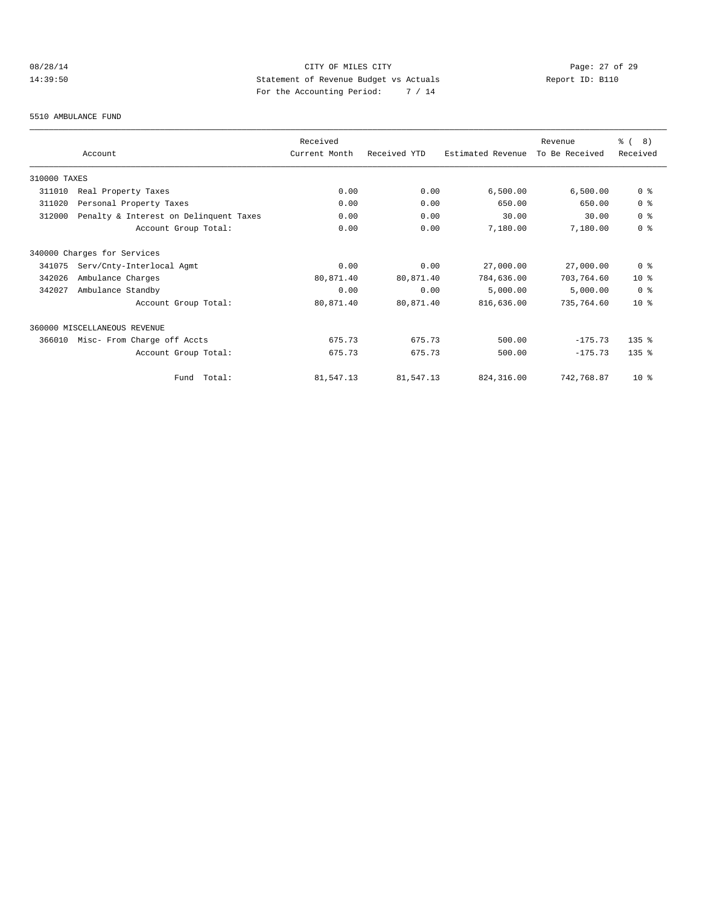CITY OF MILES CITY
Statement of Revenue Budget vs Actuals
For the Accounting Period: 7 / 14

08/28/14
14:39:50

Report ID: B110

5510 AMBULANCE FUND

| Account | Received Current Month | Received YTD | Estimated Revenue | Revenue To Be Received | % ( 8) Received |
|---|---|---|---|---|---|
| 310000 TAXES | | | | | |
| 311010 Real Property Taxes | 0.00 | 0.00 | 6,500.00 | 6,500.00 | 0 % |
| 311020 Personal Property Taxes | 0.00 | 0.00 | 650.00 | 650.00 | 0 % |
| 312000 Penalty & Interest on Delinquent Taxes | 0.00 | 0.00 | 30.00 | 30.00 | 0 % |
| Account Group Total: | 0.00 | 0.00 | 7,180.00 | 7,180.00 | 0 % |
| 340000 Charges for Services | | | | | |
| 341075 Serv/Cnty-Interlocal Agmt | 0.00 | 0.00 | 27,000.00 | 27,000.00 | 0 % |
| 342026 Ambulance Charges | 80,871.40 | 80,871.40 | 784,636.00 | 703,764.60 | 10 % |
| 342027 Ambulance Standby | 0.00 | 0.00 | 5,000.00 | 5,000.00 | 0 % |
| Account Group Total: | 80,871.40 | 80,871.40 | 816,636.00 | 735,764.60 | 10 % |
| 360000 MISCELLANEOUS REVENUE | | | | | |
| 366010 Misc- From Charge off Accts | 675.73 | 675.73 | 500.00 | -175.73 | 135 % |
| Account Group Total: | 675.73 | 675.73 | 500.00 | -175.73 | 135 % |
| Fund Total: | 81,547.13 | 81,547.13 | 824,316.00 | 742,768.87 | 10 % |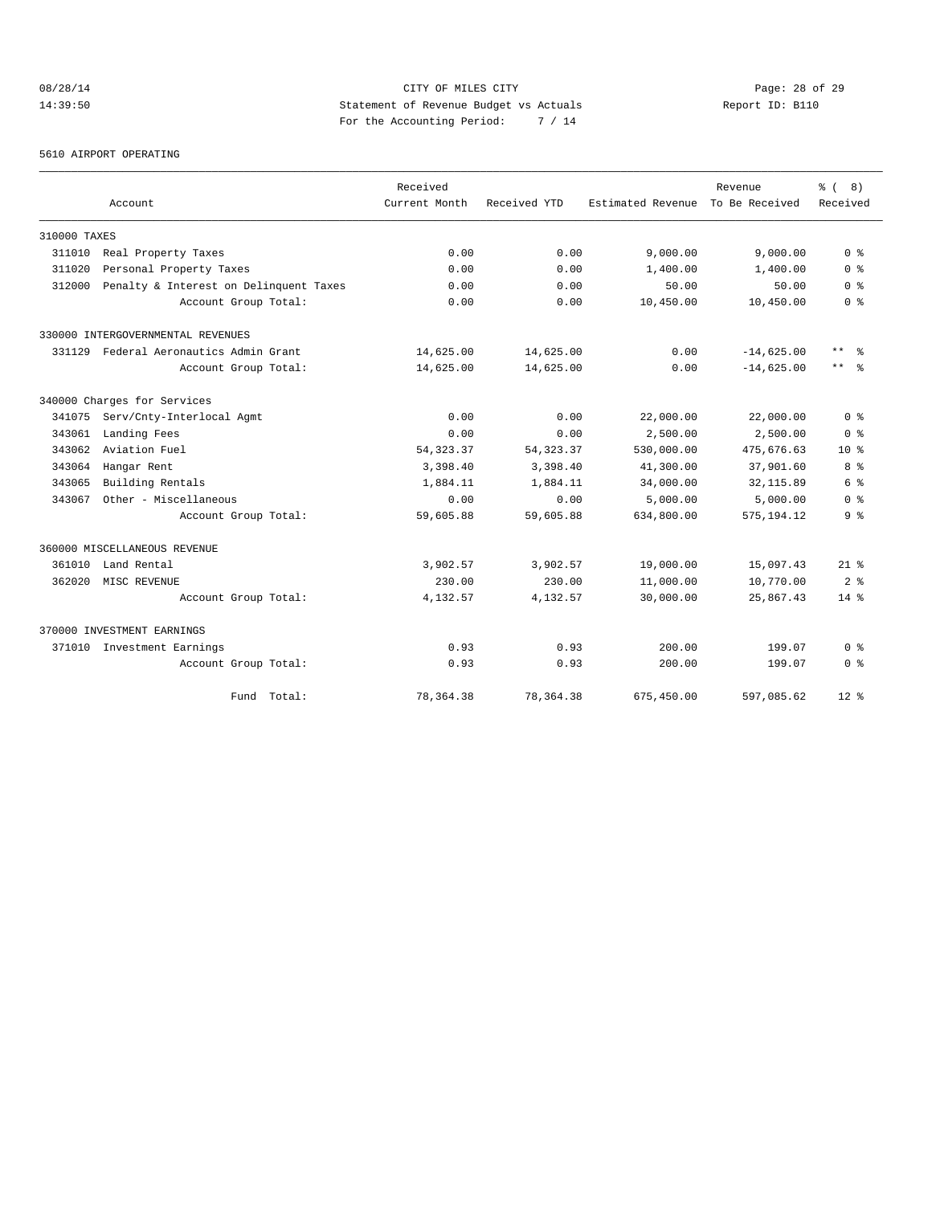CITY OF MILES CITY
Statement of Revenue Budget vs Actuals
For the Accounting Period: 7 / 14

08/28/14
14:39:50

Report ID: B110

5610 AIRPORT OPERATING

| Account | Received Current Month | Received YTD | Estimated Revenue | Revenue To Be Received | % ( 8) Received |
|---|---|---|---|---|---|
| 310000 TAXES | | | | | |
| 311010 Real Property Taxes | 0.00 | 0.00 | 9,000.00 | 9,000.00 | 0 % |
| 311020 Personal Property Taxes | 0.00 | 0.00 | 1,400.00 | 1,400.00 | 0 % |
| 312000 Penalty & Interest on Delinquent Taxes | 0.00 | 0.00 | 50.00 | 50.00 | 0 % |
| Account Group Total: | 0.00 | 0.00 | 10,450.00 | 10,450.00 | 0 % |
| 330000 INTERGOVERNMENTAL REVENUES | | | | | |
| 331129 Federal Aeronautics Admin Grant | 14,625.00 | 14,625.00 | 0.00 | -14,625.00 | ** % |
| Account Group Total: | 14,625.00 | 14,625.00 | 0.00 | -14,625.00 | ** % |
| 340000 Charges for Services | | | | | |
| 341075 Serv/Cnty-Interlocal Agmt | 0.00 | 0.00 | 22,000.00 | 22,000.00 | 0 % |
| 343061 Landing Fees | 0.00 | 0.00 | 2,500.00 | 2,500.00 | 0 % |
| 343062 Aviation Fuel | 54,323.37 | 54,323.37 | 530,000.00 | 475,676.63 | 10 % |
| 343064 Hangar Rent | 3,398.40 | 3,398.40 | 41,300.00 | 37,901.60 | 8 % |
| 343065 Building Rentals | 1,884.11 | 1,884.11 | 34,000.00 | 32,115.89 | 6 % |
| 343067 Other - Miscellaneous | 0.00 | 0.00 | 5,000.00 | 5,000.00 | 0 % |
| Account Group Total: | 59,605.88 | 59,605.88 | 634,800.00 | 575,194.12 | 9 % |
| 360000 MISCELLANEOUS REVENUE | | | | | |
| 361010 Land Rental | 3,902.57 | 3,902.57 | 19,000.00 | 15,097.43 | 21 % |
| 362020 MISC REVENUE | 230.00 | 230.00 | 11,000.00 | 10,770.00 | 2 % |
| Account Group Total: | 4,132.57 | 4,132.57 | 30,000.00 | 25,867.43 | 14 % |
| 370000 INVESTMENT EARNINGS | | | | | |
| 371010 Investment Earnings | 0.93 | 0.93 | 200.00 | 199.07 | 0 % |
| Account Group Total: | 0.93 | 0.93 | 200.00 | 199.07 | 0 % |
| Fund Total: | 78,364.38 | 78,364.38 | 675,450.00 | 597,085.62 | 12 % |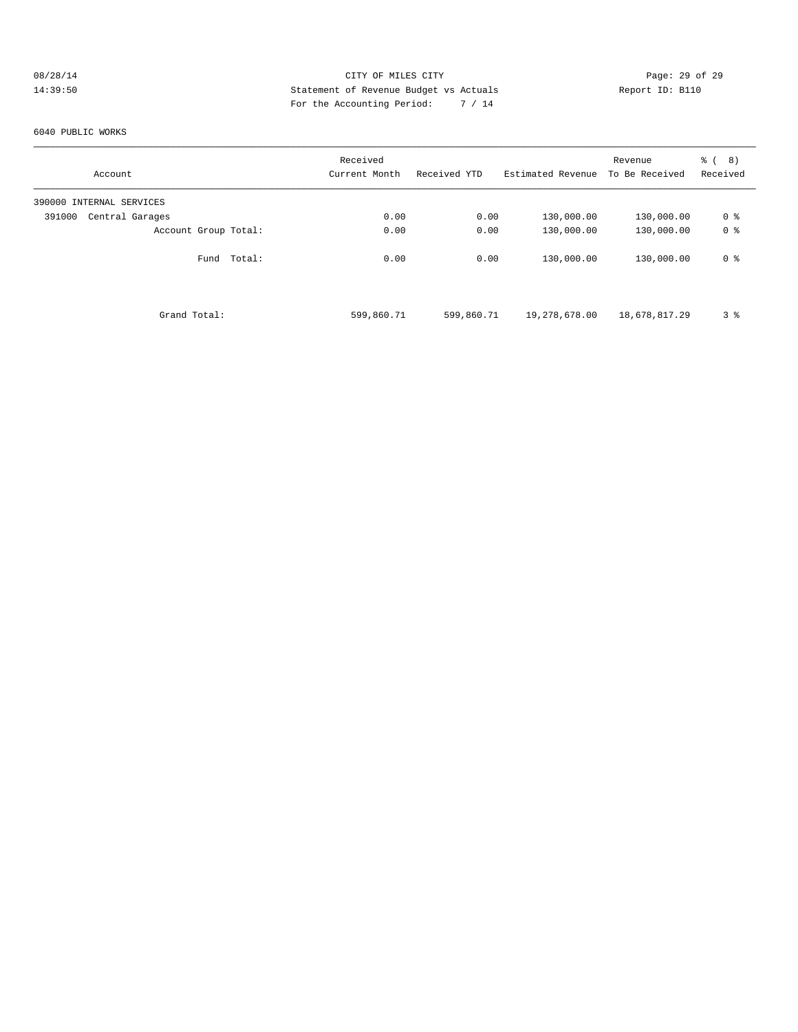CITY OF MILES CITY
Statement of Revenue Budget vs Actuals
For the Accounting Period: 7 / 14

08/28/14
14:39:50

Report ID: B110

6040 PUBLIC WORKS

| Account | Received Current Month | Received YTD | Estimated Revenue | Revenue To Be Received | % ( 8) Received |
|---|---|---|---|---|---|
| 390000 INTERNAL SERVICES | | | | | |
| 391000 Central Garages | 0.00 | 0.00 | 130,000.00 | 130,000.00 | 0 % |
| Account Group Total: | 0.00 | 0.00 | 130,000.00 | 130,000.00 | 0 % |
| Fund Total: | 0.00 | 0.00 | 130,000.00 | 130,000.00 | 0 % |
| Grand Total: | 599,860.71 | 599,860.71 | 19,278,678.00 | 18,678,817.29 | 3 % |